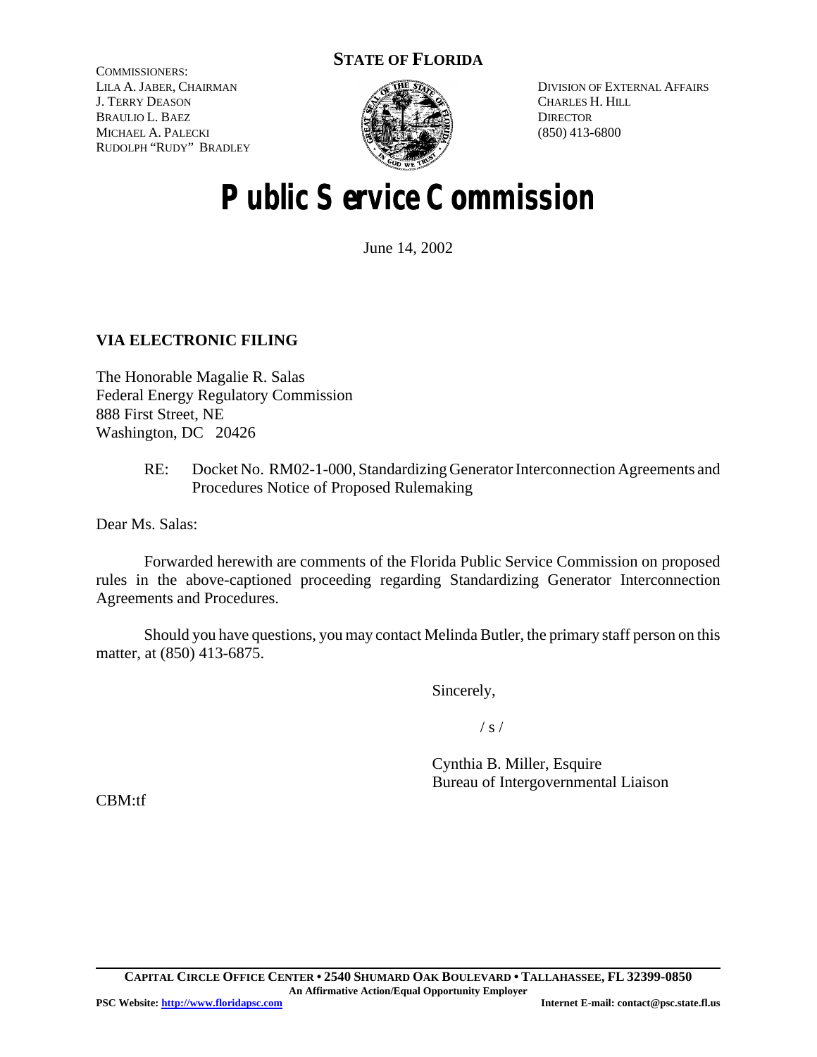**STATE OF FLORIDA**

COMMISSIONERS:
LILA A. JABER, CHAIRMAN
J. TERRY DEASON
BRAULIO L. BAEZ
MICHAEL A. PALECKI
RUDOLPH "RUDY" BRADLEY

DIVISION OF EXTERNAL AFFAIRS
CHARLES H. HILL
DIRECTOR
(850) 413-6800

# Public Service Commission

June 14, 2002

**VIA ELECTRONIC FILING**

The Honorable Magalie R. Salas
Federal Energy Regulatory Commission
888 First Street, NE
Washington, DC 20426

RE: Docket No. RM02-1-000, Standardizing Generator Interconnection Agreements and Procedures Notice of Proposed Rulemaking

Dear Ms. Salas:

Forwarded herewith are comments of the Florida Public Service Commission on proposed rules in the above-captioned proceeding regarding Standardizing Generator Interconnection Agreements and Procedures.

Should you have questions, you may contact Melinda Butler, the primary staff person on this matter, at (850) 413-6875.

Sincerely,

/ s /

Cynthia B. Miller, Esquire
Bureau of Intergovernmental Liaison

CBM:tf

**CAPITAL CIRCLE OFFICE CENTER • 2540 SHUMARD OAK BOULEVARD • TALLAHASSEE, FL 32399-0850**
**An Affirmative Action/Equal Opportunity Employer**
**PSC Website: http://www.floridapsc.com** **Internet E-mail: contact@psc.state.fl.us**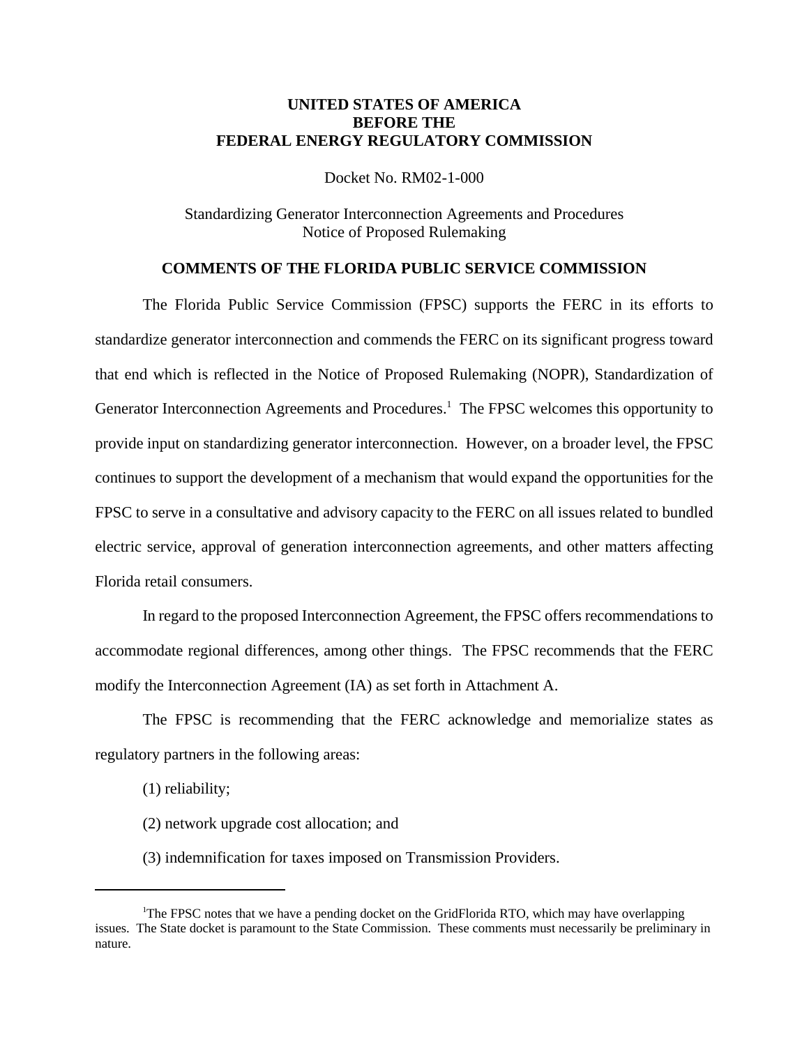**UNITED STATES OF AMERICA**
**BEFORE THE**
**FEDERAL ENERGY REGULATORY COMMISSION**

Docket No. RM02-1-000

Standardizing Generator Interconnection Agreements and Procedures
Notice of Proposed Rulemaking

## COMMENTS OF THE FLORIDA PUBLIC SERVICE COMMISSION

The Florida Public Service Commission (FPSC) supports the FERC in its efforts to standardize generator interconnection and commends the FERC on its significant progress toward that end which is reflected in the Notice of Proposed Rulemaking (NOPR), Standardization of Generator Interconnection Agreements and Procedures.[1] The FPSC welcomes this opportunity to provide input on standardizing generator interconnection. However, on a broader level, the FPSC continues to support the development of a mechanism that would expand the opportunities for the FPSC to serve in a consultative and advisory capacity to the FERC on all issues related to bundled electric service, approval of generation interconnection agreements, and other matters affecting Florida retail consumers.

In regard to the proposed Interconnection Agreement, the FPSC offers recommendations to accommodate regional differences, among other things. The FPSC recommends that the FERC modify the Interconnection Agreement (IA) as set forth in Attachment A.

The FPSC is recommending that the FERC acknowledge and memorialize states as regulatory partners in the following areas:

(1) reliability;

(2) network upgrade cost allocation; and

(3) indemnification for taxes imposed on Transmission Providers.

---

[1]The FPSC notes that we have a pending docket on the GridFlorida RTO, which may have overlapping issues. The State docket is paramount to the State Commission. These comments must necessarily be preliminary in nature.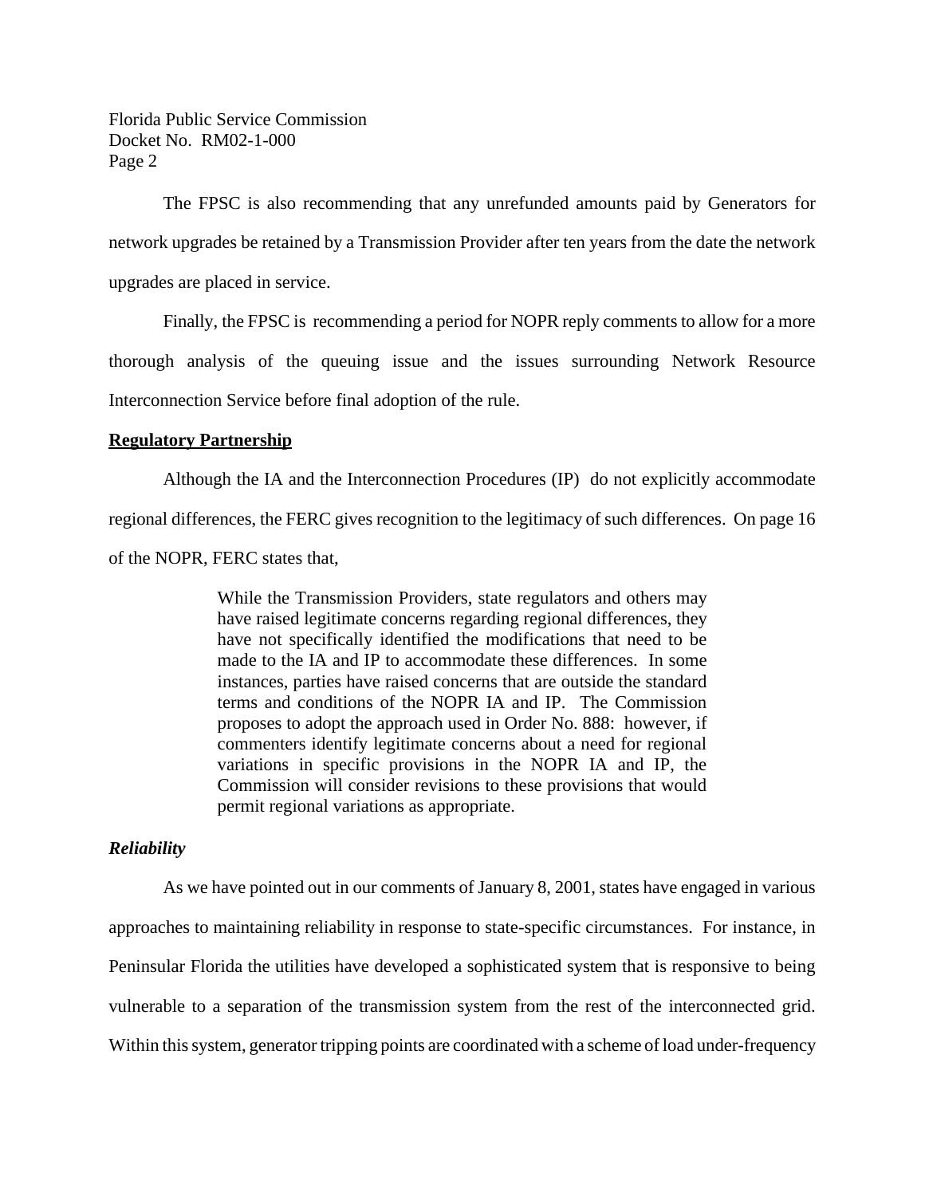The FPSC is also recommending that any unrefunded amounts paid by Generators for network upgrades be retained by a Transmission Provider after ten years from the date the network upgrades are placed in service.

Finally, the FPSC is recommending a period for NOPR reply comments to allow for a more thorough analysis of the queuing issue and the issues surrounding Network Resource Interconnection Service before final adoption of the rule.

**Regulatory Partnership**

Although the IA and the Interconnection Procedures (IP) do not explicitly accommodate regional differences, the FERC gives recognition to the legitimacy of such differences. On page 16 of the NOPR, FERC states that,

> While the Transmission Providers, state regulators and others may have raised legitimate concerns regarding regional differences, they have not specifically identified the modifications that need to be made to the IA and IP to accommodate these differences. In some instances, parties have raised concerns that are outside the standard terms and conditions of the NOPR IA and IP. The Commission proposes to adopt the approach used in Order No. 888: however, if commenters identify legitimate concerns about a need for regional variations in specific provisions in the NOPR IA and IP, the Commission will consider revisions to these provisions that would permit regional variations as appropriate.

***Reliability***

As we have pointed out in our comments of January 8, 2001, states have engaged in various approaches to maintaining reliability in response to state-specific circumstances. For instance, in Peninsular Florida the utilities have developed a sophisticated system that is responsive to being vulnerable to a separation of the transmission system from the rest of the interconnected grid. Within this system, generator tripping points are coordinated with a scheme of load under-frequency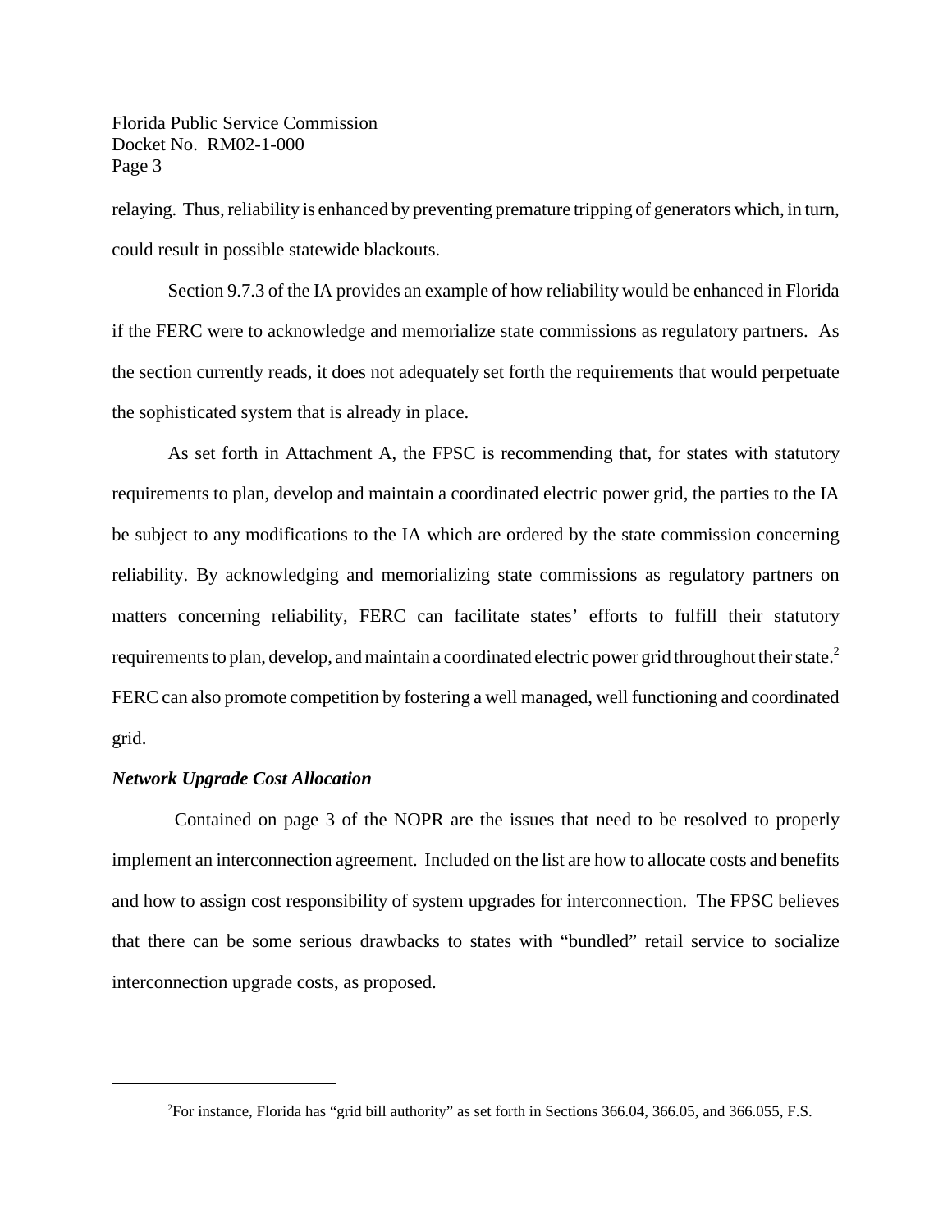relaying. Thus, reliability is enhanced by preventing premature tripping of generators which, in turn, could result in possible statewide blackouts.

Section 9.7.3 of the IA provides an example of how reliability would be enhanced in Florida if the FERC were to acknowledge and memorialize state commissions as regulatory partners. As the section currently reads, it does not adequately set forth the requirements that would perpetuate the sophisticated system that is already in place.

As set forth in Attachment A, the FPSC is recommending that, for states with statutory requirements to plan, develop and maintain a coordinated electric power grid, the parties to the IA be subject to any modifications to the IA which are ordered by the state commission concerning reliability. By acknowledging and memorializing state commissions as regulatory partners on matters concerning reliability, FERC can facilitate states' efforts to fulfill their statutory requirements to plan, develop, and maintain a coordinated electric power grid throughout their state.[2] FERC can also promote competition by fostering a well managed, well functioning and coordinated grid.

***Network Upgrade Cost Allocation***

Contained on page 3 of the NOPR are the issues that need to be resolved to properly implement an interconnection agreement. Included on the list are how to allocate costs and benefits and how to assign cost responsibility of system upgrades for interconnection. The FPSC believes that there can be some serious drawbacks to states with "bundled" retail service to socialize interconnection upgrade costs, as proposed.

---

[2] For instance, Florida has "grid bill authority" as set forth in Sections 366.04, 366.05, and 366.055, F.S.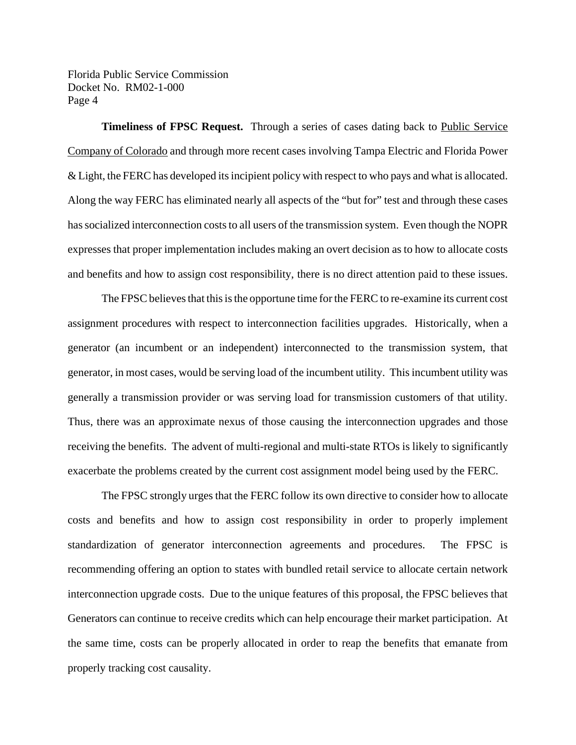**Timeliness of FPSC Request.** Through a series of cases dating back to Public Service Company of Colorado and through more recent cases involving Tampa Electric and Florida Power & Light, the FERC has developed its incipient policy with respect to who pays and what is allocated. Along the way FERC has eliminated nearly all aspects of the "but for" test and through these cases has socialized interconnection costs to all users of the transmission system. Even though the NOPR expresses that proper implementation includes making an overt decision as to how to allocate costs and benefits and how to assign cost responsibility, there is no direct attention paid to these issues.

The FPSC believes that this is the opportune time for the FERC to re-examine its current cost assignment procedures with respect to interconnection facilities upgrades. Historically, when a generator (an incumbent or an independent) interconnected to the transmission system, that generator, in most cases, would be serving load of the incumbent utility. This incumbent utility was generally a transmission provider or was serving load for transmission customers of that utility. Thus, there was an approximate nexus of those causing the interconnection upgrades and those receiving the benefits. The advent of multi-regional and multi-state RTOs is likely to significantly exacerbate the problems created by the current cost assignment model being used by the FERC.

The FPSC strongly urges that the FERC follow its own directive to consider how to allocate costs and benefits and how to assign cost responsibility in order to properly implement standardization of generator interconnection agreements and procedures. The FPSC is recommending offering an option to states with bundled retail service to allocate certain network interconnection upgrade costs. Due to the unique features of this proposal, the FPSC believes that Generators can continue to receive credits which can help encourage their market participation. At the same time, costs can be properly allocated in order to reap the benefits that emanate from properly tracking cost causality.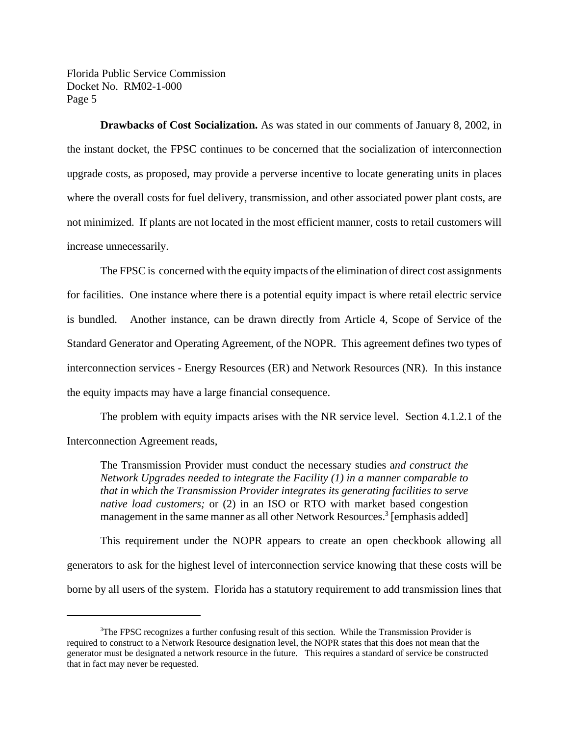**Drawbacks of Cost Socialization.** As was stated in our comments of January 8, 2002, in the instant docket, the FPSC continues to be concerned that the socialization of interconnection upgrade costs, as proposed, may provide a perverse incentive to locate generating units in places where the overall costs for fuel delivery, transmission, and other associated power plant costs, are not minimized. If plants are not located in the most efficient manner, costs to retail customers will increase unnecessarily.

The FPSC is concerned with the equity impacts of the elimination of direct cost assignments for facilities. One instance where there is a potential equity impact is where retail electric service is bundled. Another instance, can be drawn directly from Article 4, Scope of Service of the Standard Generator and Operating Agreement, of the NOPR. This agreement defines two types of interconnection services - Energy Resources (ER) and Network Resources (NR). In this instance the equity impacts may have a large financial consequence.

The problem with equity impacts arises with the NR service level. Section 4.1.2.1 of the Interconnection Agreement reads,

> The Transmission Provider must conduct the necessary studies a*nd construct the Network Upgrades needed to integrate the Facility (1) in a manner comparable to that in which the Transmission Provider integrates its generating facilities to serve native load customers;* or (2) in an ISO or RTO with market based congestion management in the same manner as all other Network Resources.[3] [emphasis added]

This requirement under the NOPR appears to create an open checkbook allowing all generators to ask for the highest level of interconnection service knowing that these costs will be borne by all users of the system. Florida has a statutory requirement to add transmission lines that

[3]The FPSC recognizes a further confusing result of this section. While the Transmission Provider is required to construct to a Network Resource designation level, the NOPR states that this does not mean that the generator must be designated a network resource in the future. This requires a standard of service be constructed that in fact may never be requested.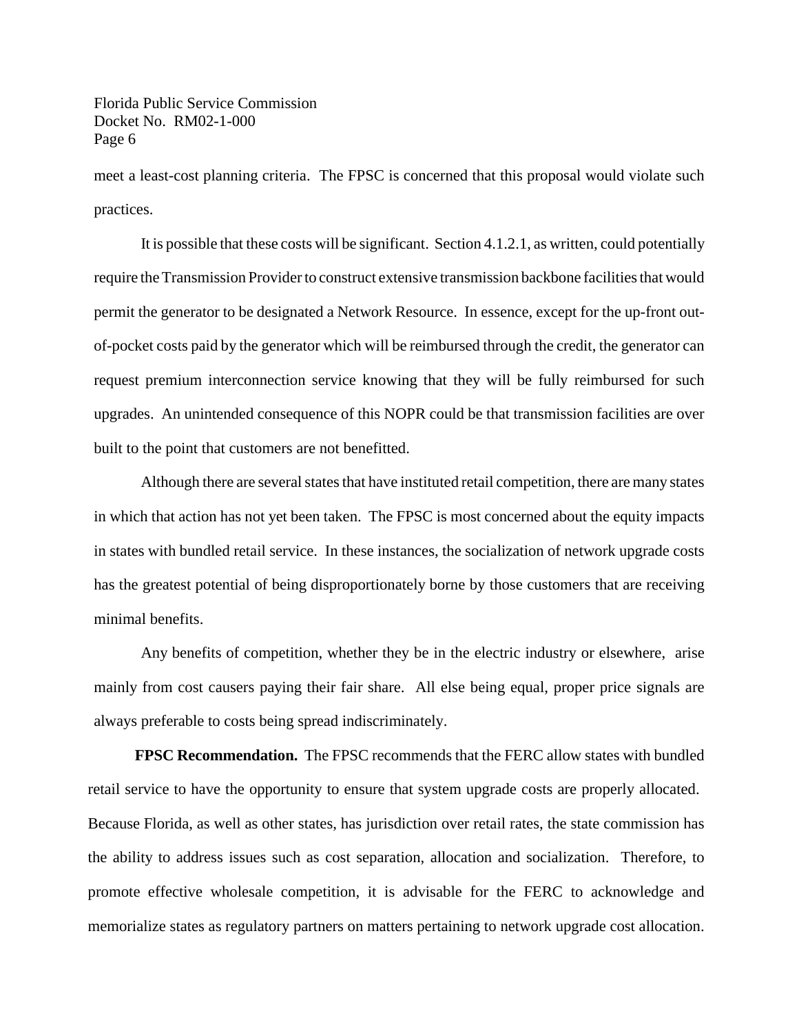meet a least-cost planning criteria. The FPSC is concerned that this proposal would violate such practices.

It is possible that these costs will be significant. Section 4.1.2.1, as written, could potentially require the Transmission Provider to construct extensive transmission backbone facilities that would permit the generator to be designated a Network Resource. In essence, except for the up-front out-of-pocket costs paid by the generator which will be reimbursed through the credit, the generator can request premium interconnection service knowing that they will be fully reimbursed for such upgrades. An unintended consequence of this NOPR could be that transmission facilities are over built to the point that customers are not benefitted.

Although there are several states that have instituted retail competition, there are many states in which that action has not yet been taken. The FPSC is most concerned about the equity impacts in states with bundled retail service. In these instances, the socialization of network upgrade costs has the greatest potential of being disproportionately borne by those customers that are receiving minimal benefits.

Any benefits of competition, whether they be in the electric industry or elsewhere, arise mainly from cost causers paying their fair share. All else being equal, proper price signals are always preferable to costs being spread indiscriminately.

**FPSC Recommendation.** The FPSC recommends that the FERC allow states with bundled retail service to have the opportunity to ensure that system upgrade costs are properly allocated. Because Florida, as well as other states, has jurisdiction over retail rates, the state commission has the ability to address issues such as cost separation, allocation and socialization. Therefore, to promote effective wholesale competition, it is advisable for the FERC to acknowledge and memorialize states as regulatory partners on matters pertaining to network upgrade cost allocation.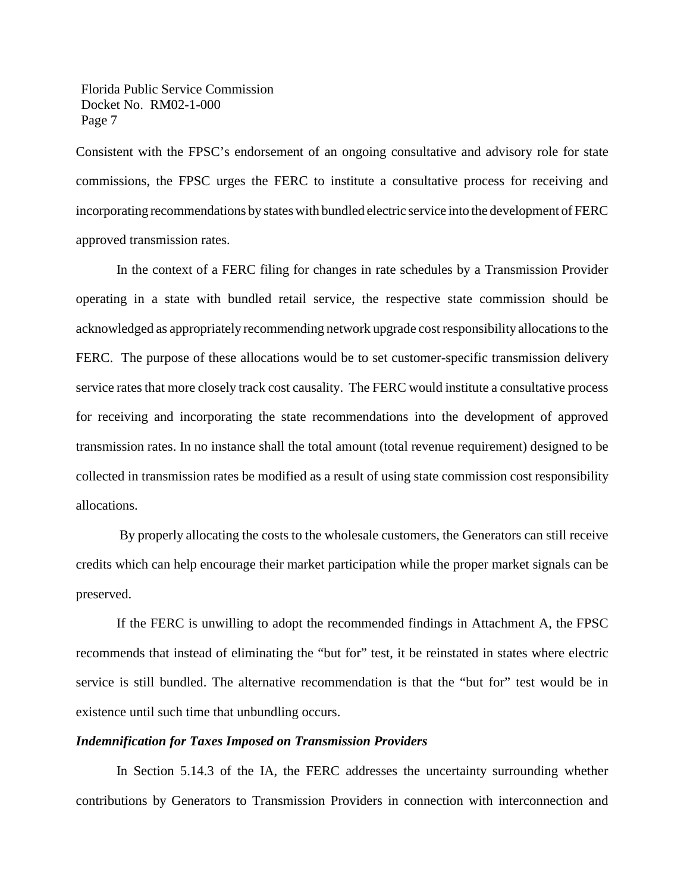Consistent with the FPSC's endorsement of an ongoing consultative and advisory role for state commissions, the FPSC urges the FERC to institute a consultative process for receiving and incorporating recommendations by states with bundled electric service into the development of FERC approved transmission rates.

In the context of a FERC filing for changes in rate schedules by a Transmission Provider operating in a state with bundled retail service, the respective state commission should be acknowledged as appropriately recommending network upgrade cost responsibility allocations to the FERC. The purpose of these allocations would be to set customer-specific transmission delivery service rates that more closely track cost causality. The FERC would institute a consultative process for receiving and incorporating the state recommendations into the development of approved transmission rates. In no instance shall the total amount (total revenue requirement) designed to be collected in transmission rates be modified as a result of using state commission cost responsibility allocations.

By properly allocating the costs to the wholesale customers, the Generators can still receive credits which can help encourage their market participation while the proper market signals can be preserved.

If the FERC is unwilling to adopt the recommended findings in Attachment A, the FPSC recommends that instead of eliminating the "but for" test, it be reinstated in states where electric service is still bundled. The alternative recommendation is that the "but for" test would be in existence until such time that unbundling occurs.

***Indemnification for Taxes Imposed on Transmission Providers***

In Section 5.14.3 of the IA, the FERC addresses the uncertainty surrounding whether contributions by Generators to Transmission Providers in connection with interconnection and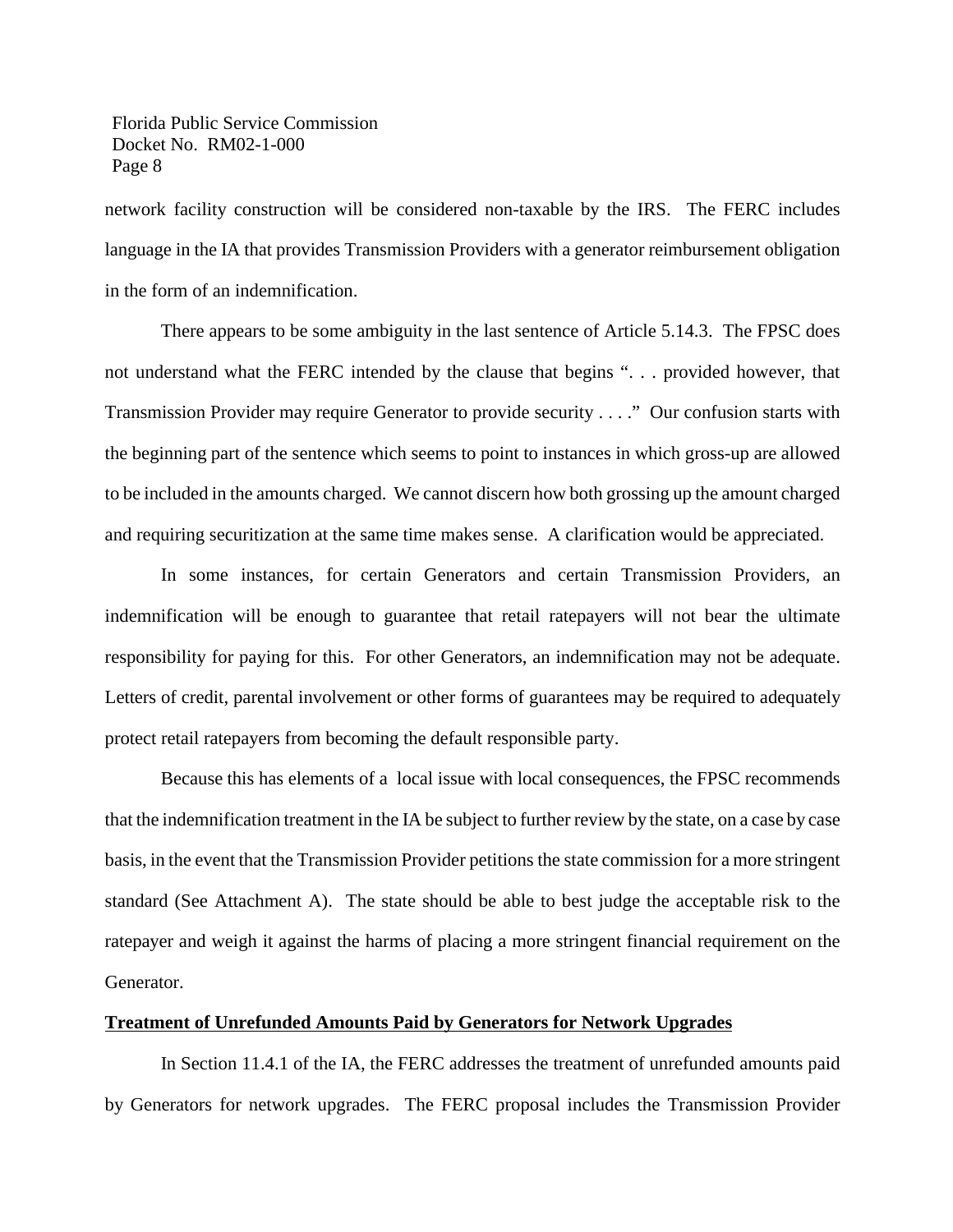network facility construction will be considered non-taxable by the IRS. The FERC includes language in the IA that provides Transmission Providers with a generator reimbursement obligation in the form of an indemnification.

There appears to be some ambiguity in the last sentence of Article 5.14.3. The FPSC does not understand what the FERC intended by the clause that begins ". . . provided however, that Transmission Provider may require Generator to provide security . . . ." Our confusion starts with the beginning part of the sentence which seems to point to instances in which gross-up are allowed to be included in the amounts charged. We cannot discern how both grossing up the amount charged and requiring securitization at the same time makes sense. A clarification would be appreciated.

In some instances, for certain Generators and certain Transmission Providers, an indemnification will be enough to guarantee that retail ratepayers will not bear the ultimate responsibility for paying for this. For other Generators, an indemnification may not be adequate. Letters of credit, parental involvement or other forms of guarantees may be required to adequately protect retail ratepayers from becoming the default responsible party.

Because this has elements of a local issue with local consequences, the FPSC recommends that the indemnification treatment in the IA be subject to further review by the state, on a case by case basis, in the event that the Transmission Provider petitions the state commission for a more stringent standard (See Attachment A). The state should be able to best judge the acceptable risk to the ratepayer and weigh it against the harms of placing a more stringent financial requirement on the Generator.

**Treatment of Unrefunded Amounts Paid by Generators for Network Upgrades**

In Section 11.4.1 of the IA, the FERC addresses the treatment of unrefunded amounts paid by Generators for network upgrades. The FERC proposal includes the Transmission Provider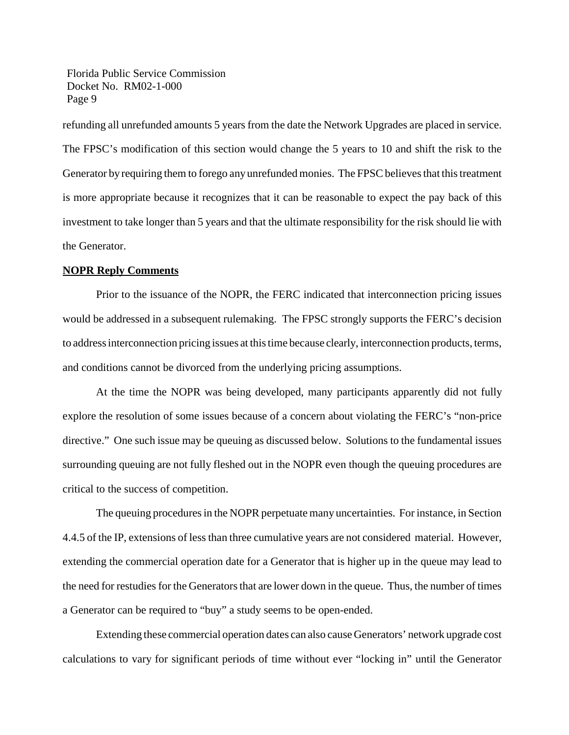refunding all unrefunded amounts 5 years from the date the Network Upgrades are placed in service. The FPSC's modification of this section would change the 5 years to 10 and shift the risk to the Generator by requiring them to forego any unrefunded monies. The FPSC believes that this treatment is more appropriate because it recognizes that it can be reasonable to expect the pay back of this investment to take longer than 5 years and that the ultimate responsibility for the risk should lie with the Generator.

**NOPR Reply Comments**

Prior to the issuance of the NOPR, the FERC indicated that interconnection pricing issues would be addressed in a subsequent rulemaking. The FPSC strongly supports the FERC's decision to address interconnection pricing issues at this time because clearly, interconnection products, terms, and conditions cannot be divorced from the underlying pricing assumptions.

At the time the NOPR was being developed, many participants apparently did not fully explore the resolution of some issues because of a concern about violating the FERC's "non-price directive." One such issue may be queuing as discussed below. Solutions to the fundamental issues surrounding queuing are not fully fleshed out in the NOPR even though the queuing procedures are critical to the success of competition.

The queuing procedures in the NOPR perpetuate many uncertainties. For instance, in Section 4.4.5 of the IP, extensions of less than three cumulative years are not considered material. However, extending the commercial operation date for a Generator that is higher up in the queue may lead to the need for restudies for the Generators that are lower down in the queue. Thus, the number of times a Generator can be required to "buy" a study seems to be open-ended.

Extending these commercial operation dates can also cause Generators' network upgrade cost calculations to vary for significant periods of time without ever "locking in" until the Generator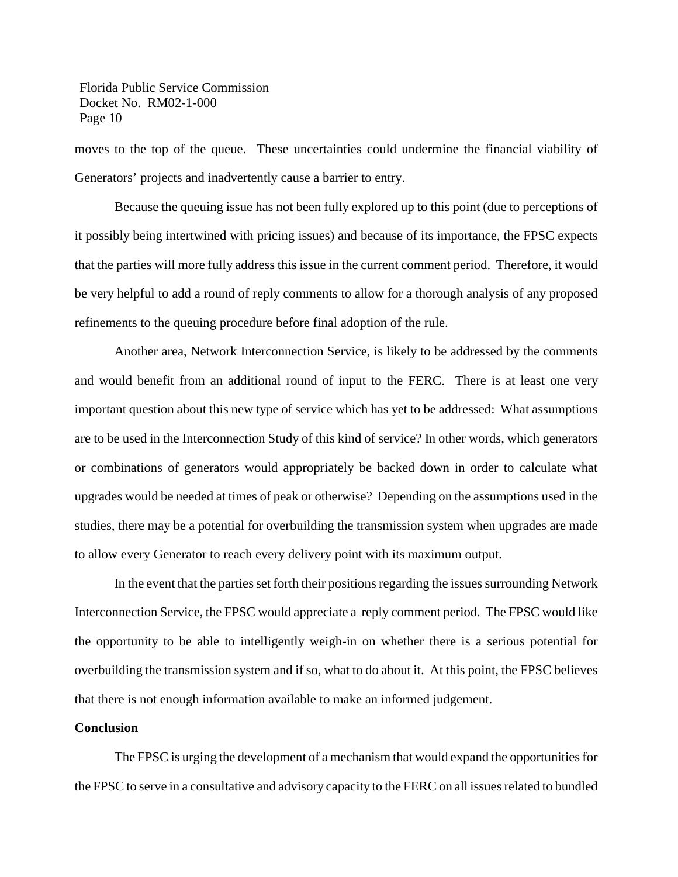moves to the top of the queue. These uncertainties could undermine the financial viability of Generators' projects and inadvertently cause a barrier to entry.

Because the queuing issue has not been fully explored up to this point (due to perceptions of it possibly being intertwined with pricing issues) and because of its importance, the FPSC expects that the parties will more fully address this issue in the current comment period. Therefore, it would be very helpful to add a round of reply comments to allow for a thorough analysis of any proposed refinements to the queuing procedure before final adoption of the rule.

Another area, Network Interconnection Service, is likely to be addressed by the comments and would benefit from an additional round of input to the FERC. There is at least one very important question about this new type of service which has yet to be addressed: What assumptions are to be used in the Interconnection Study of this kind of service? In other words, which generators or combinations of generators would appropriately be backed down in order to calculate what upgrades would be needed at times of peak or otherwise? Depending on the assumptions used in the studies, there may be a potential for overbuilding the transmission system when upgrades are made to allow every Generator to reach every delivery point with its maximum output.

In the event that the parties set forth their positions regarding the issues surrounding Network Interconnection Service, the FPSC would appreciate a reply comment period. The FPSC would like the opportunity to be able to intelligently weigh-in on whether there is a serious potential for overbuilding the transmission system and if so, what to do about it. At this point, the FPSC believes that there is not enough information available to make an informed judgement.

**Conclusion**

The FPSC is urging the development of a mechanism that would expand the opportunities for the FPSC to serve in a consultative and advisory capacity to the FERC on all issues related to bundled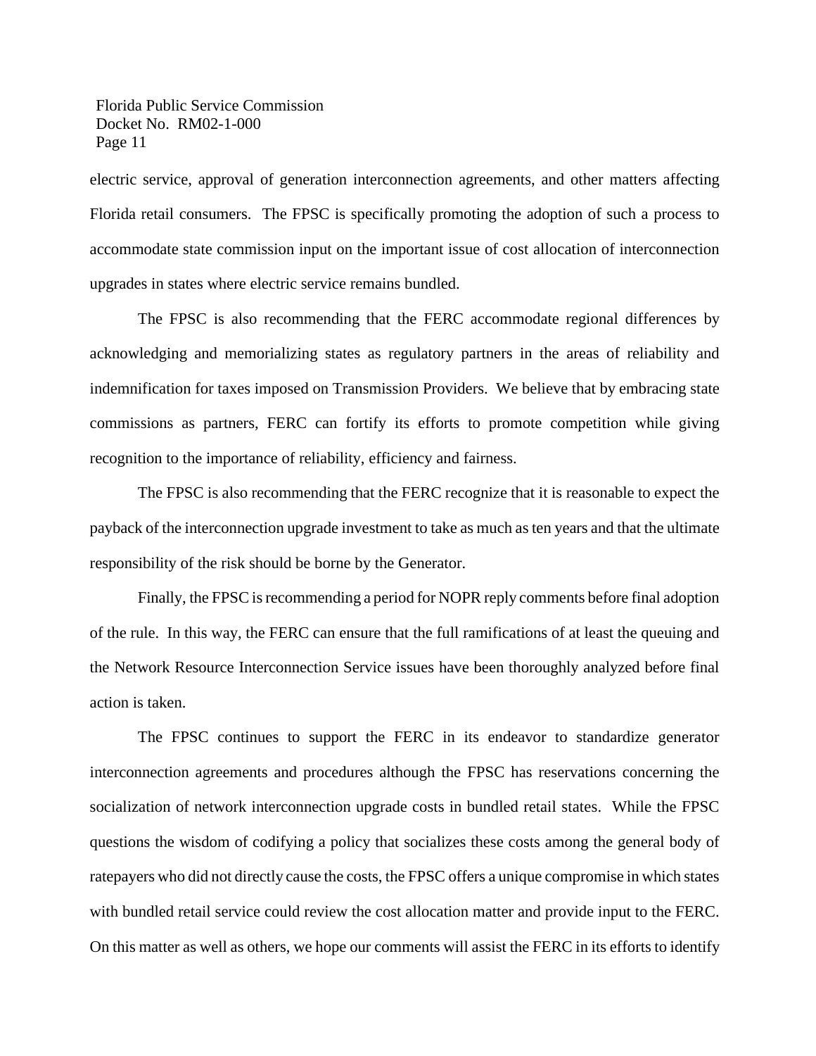electric service, approval of generation interconnection agreements, and other matters affecting Florida retail consumers. The FPSC is specifically promoting the adoption of such a process to accommodate state commission input on the important issue of cost allocation of interconnection upgrades in states where electric service remains bundled.

The FPSC is also recommending that the FERC accommodate regional differences by acknowledging and memorializing states as regulatory partners in the areas of reliability and indemnification for taxes imposed on Transmission Providers. We believe that by embracing state commissions as partners, FERC can fortify its efforts to promote competition while giving recognition to the importance of reliability, efficiency and fairness.

The FPSC is also recommending that the FERC recognize that it is reasonable to expect the payback of the interconnection upgrade investment to take as much as ten years and that the ultimate responsibility of the risk should be borne by the Generator.

Finally, the FPSC is recommending a period for NOPR reply comments before final adoption of the rule. In this way, the FERC can ensure that the full ramifications of at least the queuing and the Network Resource Interconnection Service issues have been thoroughly analyzed before final action is taken.

The FPSC continues to support the FERC in its endeavor to standardize generator interconnection agreements and procedures although the FPSC has reservations concerning the socialization of network interconnection upgrade costs in bundled retail states. While the FPSC questions the wisdom of codifying a policy that socializes these costs among the general body of ratepayers who did not directly cause the costs, the FPSC offers a unique compromise in which states with bundled retail service could review the cost allocation matter and provide input to the FERC. On this matter as well as others, we hope our comments will assist the FERC in its efforts to identify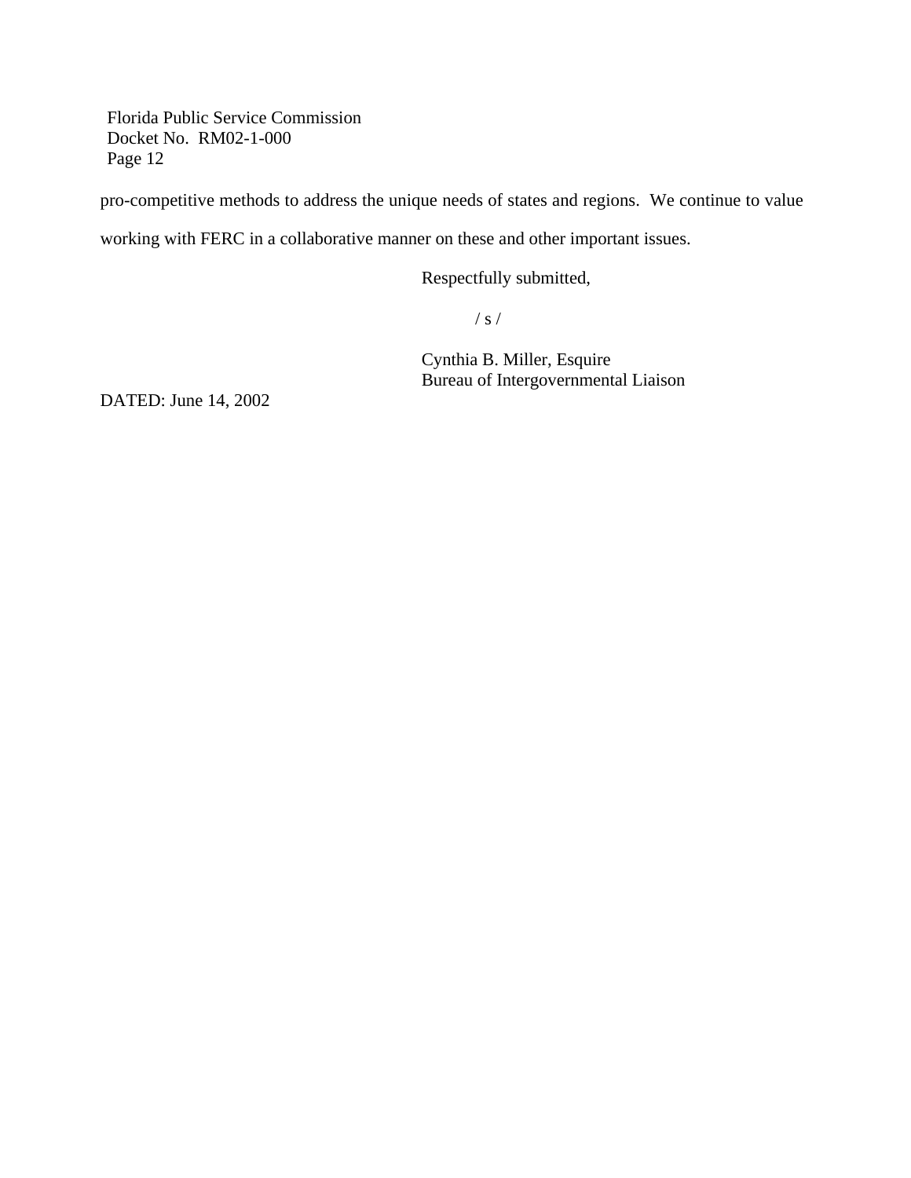pro-competitive methods to address the unique needs of states and regions. We continue to value working with FERC in a collaborative manner on these and other important issues.

Respectfully submitted,

/ s /

Cynthia B. Miller, Esquire
Bureau of Intergovernmental Liaison

DATED: June 14, 2002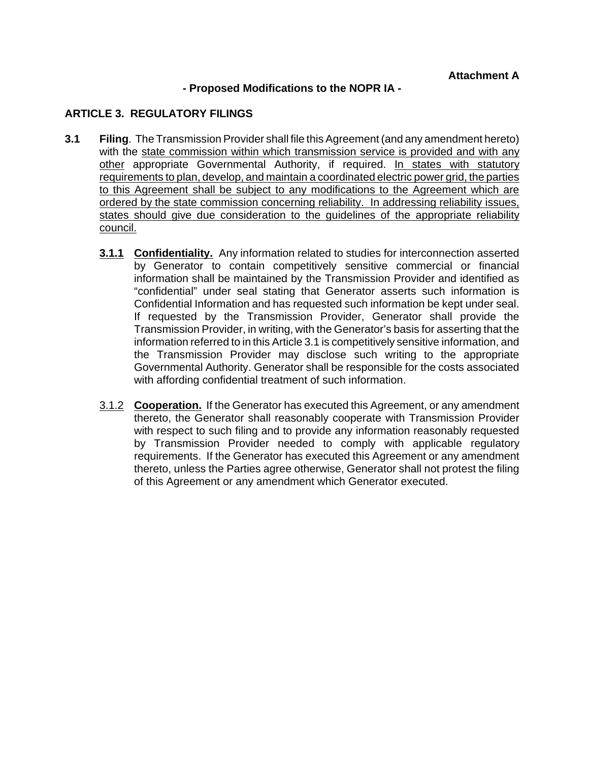**Attachment A**

**- Proposed Modifications to the NOPR IA -**

## ARTICLE 3. REGULATORY FILINGS

**3.1 Filing**. The Transmission Provider shall file this Agreement (and any amendment hereto) with the <u>state commission within which transmission service is provided and with any other</u> appropriate Governmental Authority, if required. <u>In states with statutory requirements to plan, develop, and maintain a coordinated electric power grid, the parties to this Agreement shall be subject to any modifications to the Agreement which are ordered by the state commission concerning reliability. In addressing reliability issues, states should give due consideration to the guidelines of the appropriate reliability council.</u>

**<u>3.1.1</u> <u>Confidentiality.</u>** Any information related to studies for interconnection asserted by Generator to contain competitively sensitive commercial or financial information shall be maintained by the Transmission Provider and identified as "confidential" under seal stating that Generator asserts such information is Confidential Information and has requested such information be kept under seal. If requested by the Transmission Provider, Generator shall provide the Transmission Provider, in writing, with the Generator's basis for asserting that the information referred to in this Article 3.1 is competitively sensitive information, and the Transmission Provider may disclose such writing to the appropriate Governmental Authority. Generator shall be responsible for the costs associated with affording confidential treatment of such information.

<u>3.1.2</u> **<u>Cooperation.</u>** If the Generator has executed this Agreement, or any amendment thereto, the Generator shall reasonably cooperate with Transmission Provider with respect to such filing and to provide any information reasonably requested by Transmission Provider needed to comply with applicable regulatory requirements. If the Generator has executed this Agreement or any amendment thereto, unless the Parties agree otherwise, Generator shall not protest the filing of this Agreement or any amendment which Generator executed.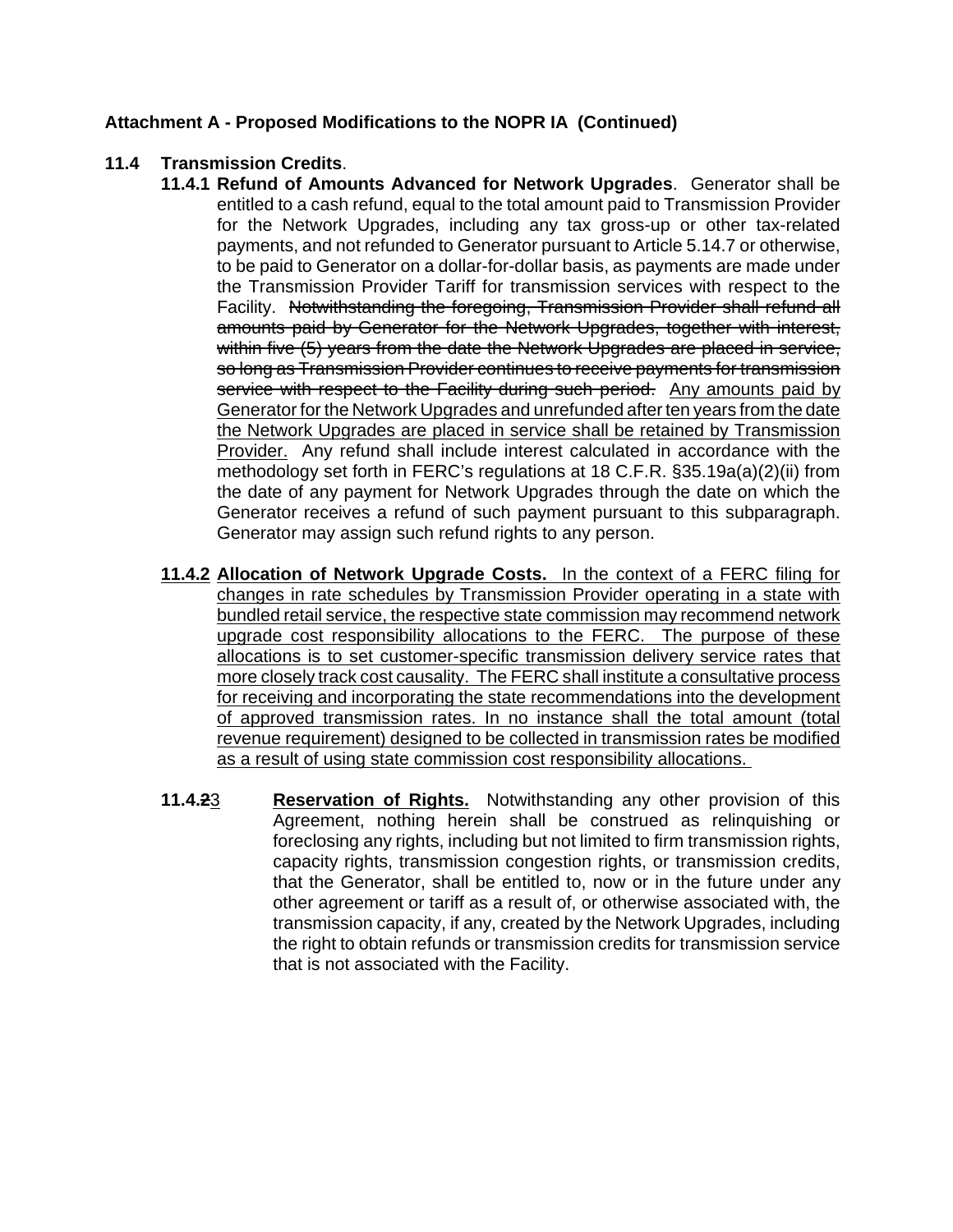**Attachment A - Proposed Modifications to the NOPR IA (Continued)**

**11.4 Transmission Credits**.

**11.4.1 Refund of Amounts Advanced for Network Upgrades**. Generator shall be entitled to a cash refund, equal to the total amount paid to Transmission Provider for the Network Upgrades, including any tax gross-up or other tax-related payments, and not refunded to Generator pursuant to Article 5.14.7 or otherwise, to be paid to Generator on a dollar-for-dollar basis, as payments are made under the Transmission Provider Tariff for transmission services with respect to the Facility. ~~Notwithstanding the foregoing, Transmission Provider shall refund all amounts paid by Generator for the Network Upgrades, together with interest, within five (5) years from the date the Network Upgrades are placed in service, so long as Transmission Provider continues to receive payments for transmission service with respect to the Facility during such period.~~ <u>Any amounts paid by Generator for the Network Upgrades and unrefunded after ten years from the date the Network Upgrades are placed in service shall be retained by Transmission Provider.</u> Any refund shall include interest calculated in accordance with the methodology set forth in FERC's regulations at 18 C.F.R. §35.19a(a)(2)(ii) from the date of any payment for Network Upgrades through the date on which the Generator receives a refund of such payment pursuant to this subparagraph. Generator may assign such refund rights to any person.

<u>**11.4.2 Allocation of Network Upgrade Costs.** In the context of a FERC filing for changes in rate schedules by Transmission Provider operating in a state with bundled retail service, the respective state commission may recommend network upgrade cost responsibility allocations to the FERC. The purpose of these allocations is to set customer-specific transmission delivery service rates that more closely track cost causality. The FERC shall institute a consultative process for receiving and incorporating the state recommendations into the development of approved transmission rates. In no instance shall the total amount (total revenue requirement) designed to be collected in transmission rates be modified as a result of using state commission cost responsibility allocations.</u>

**11.4.~~2~~**<u>3</u> <u>**Reservation of Rights.**</u> Notwithstanding any other provision of this Agreement, nothing herein shall be construed as relinquishing or foreclosing any rights, including but not limited to firm transmission rights, capacity rights, transmission congestion rights, or transmission credits, that the Generator, shall be entitled to, now or in the future under any other agreement or tariff as a result of, or otherwise associated with, the transmission capacity, if any, created by the Network Upgrades, including the right to obtain refunds or transmission credits for transmission service that is not associated with the Facility.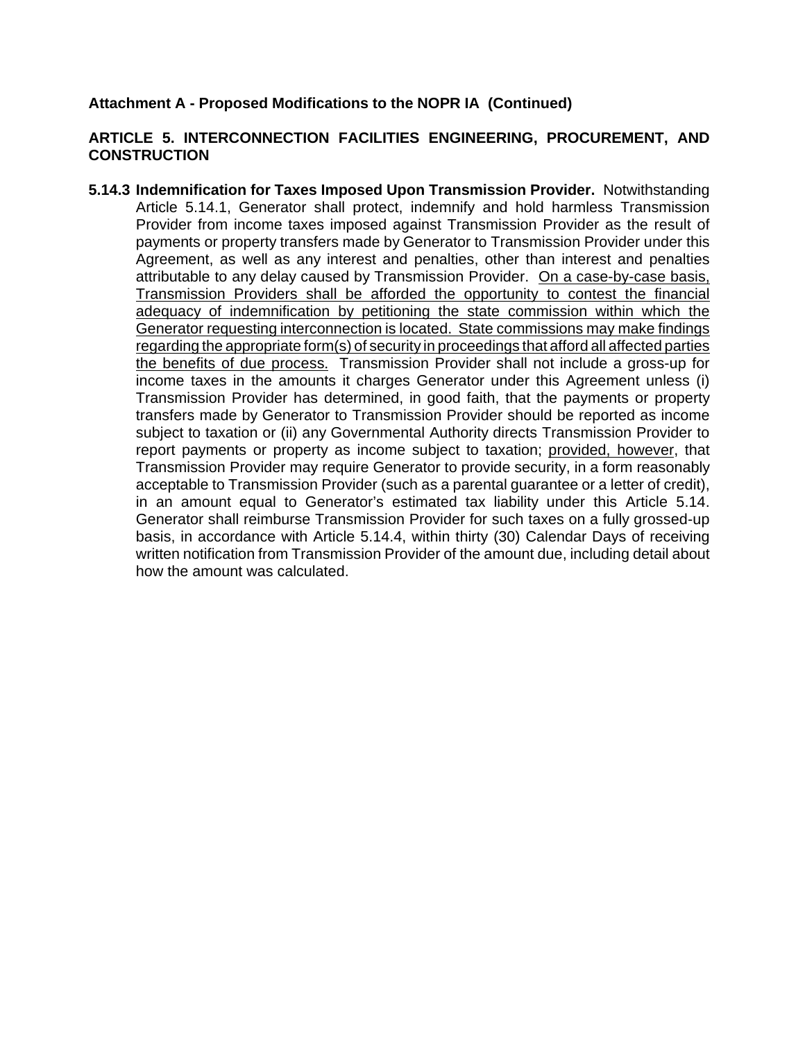**Attachment A - Proposed Modifications to the NOPR IA (Continued)**

**ARTICLE 5. INTERCONNECTION FACILITIES ENGINEERING, PROCUREMENT, AND CONSTRUCTION**

**5.14.3 Indemnification for Taxes Imposed Upon Transmission Provider.** Notwithstanding Article 5.14.1, Generator shall protect, indemnify and hold harmless Transmission Provider from income taxes imposed against Transmission Provider as the result of payments or property transfers made by Generator to Transmission Provider under this Agreement, as well as any interest and penalties, other than interest and penalties attributable to any delay caused by Transmission Provider. <u>On a case-by-case basis, Transmission Providers shall be afforded the opportunity to contest the financial adequacy of indemnification by petitioning the state commission within which the Generator requesting interconnection is located. State commissions may make findings regarding the appropriate form(s) of security in proceedings that afford all affected parties the benefits of due process.</u> Transmission Provider shall not include a gross-up for income taxes in the amounts it charges Generator under this Agreement unless (i) Transmission Provider has determined, in good faith, that the payments or property transfers made by Generator to Transmission Provider should be reported as income subject to taxation or (ii) any Governmental Authority directs Transmission Provider to report payments or property as income subject to taxation; <u>provided, however</u>, that Transmission Provider may require Generator to provide security, in a form reasonably acceptable to Transmission Provider (such as a parental guarantee or a letter of credit), in an amount equal to Generator's estimated tax liability under this Article 5.14. Generator shall reimburse Transmission Provider for such taxes on a fully grossed-up basis, in accordance with Article 5.14.4, within thirty (30) Calendar Days of receiving written notification from Transmission Provider of the amount due, including detail about how the amount was calculated.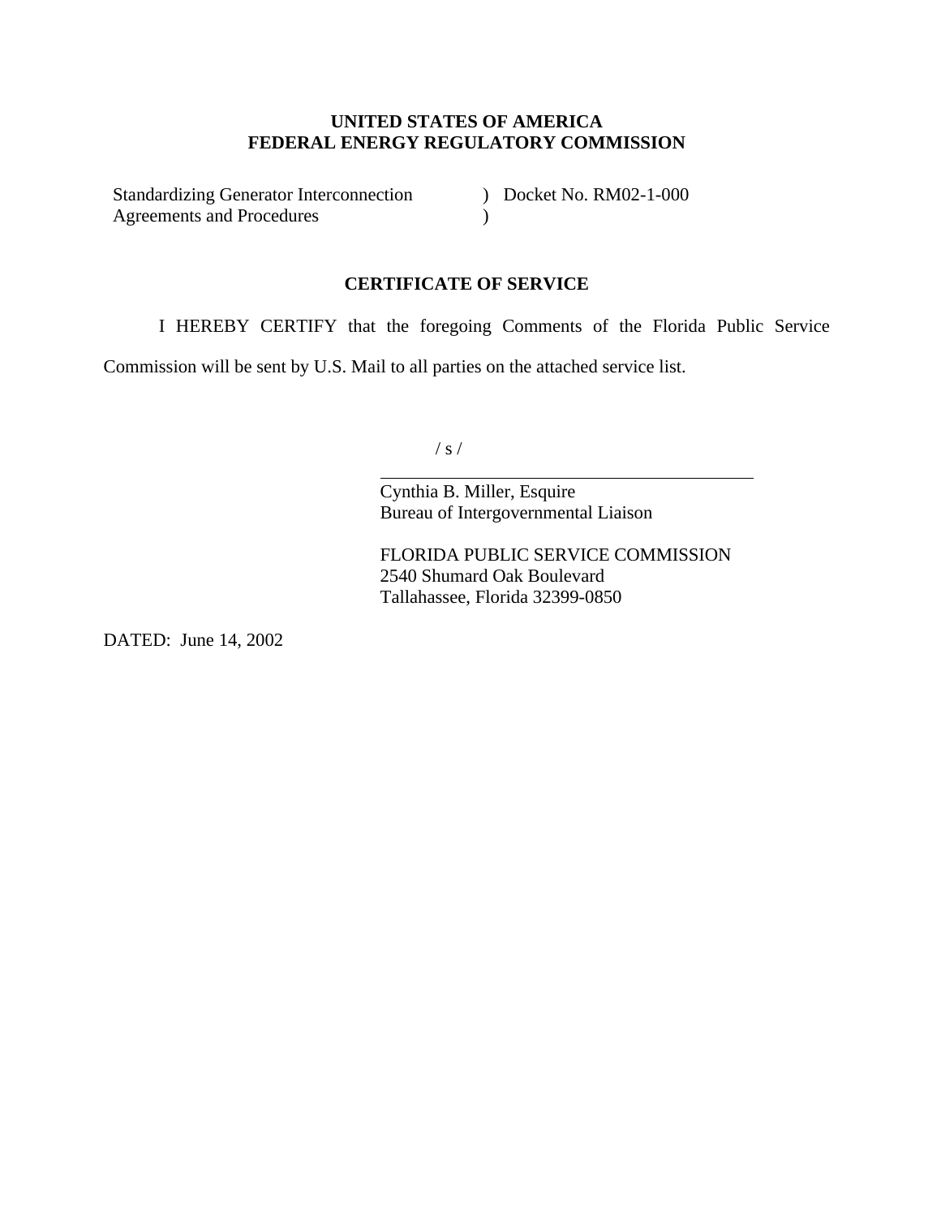**UNITED STATES OF AMERICA**
**FEDERAL ENERGY REGULATORY COMMISSION**

| | | |
|---|---|---|
| Standardizing Generator Interconnection | ) | Docket No. RM02-1-000 |
| Agreements and Procedures | ) | |

**CERTIFICATE OF SERVICE**

I HEREBY CERTIFY that the foregoing Comments of the Florida Public Service Commission will be sent by U.S. Mail to all parties on the attached service list.

/ s /

Cynthia B. Miller, Esquire
Bureau of Intergovernmental Liaison

FLORIDA PUBLIC SERVICE COMMISSION
2540 Shumard Oak Boulevard
Tallahassee, Florida 32399-0850

DATED: June 14, 2002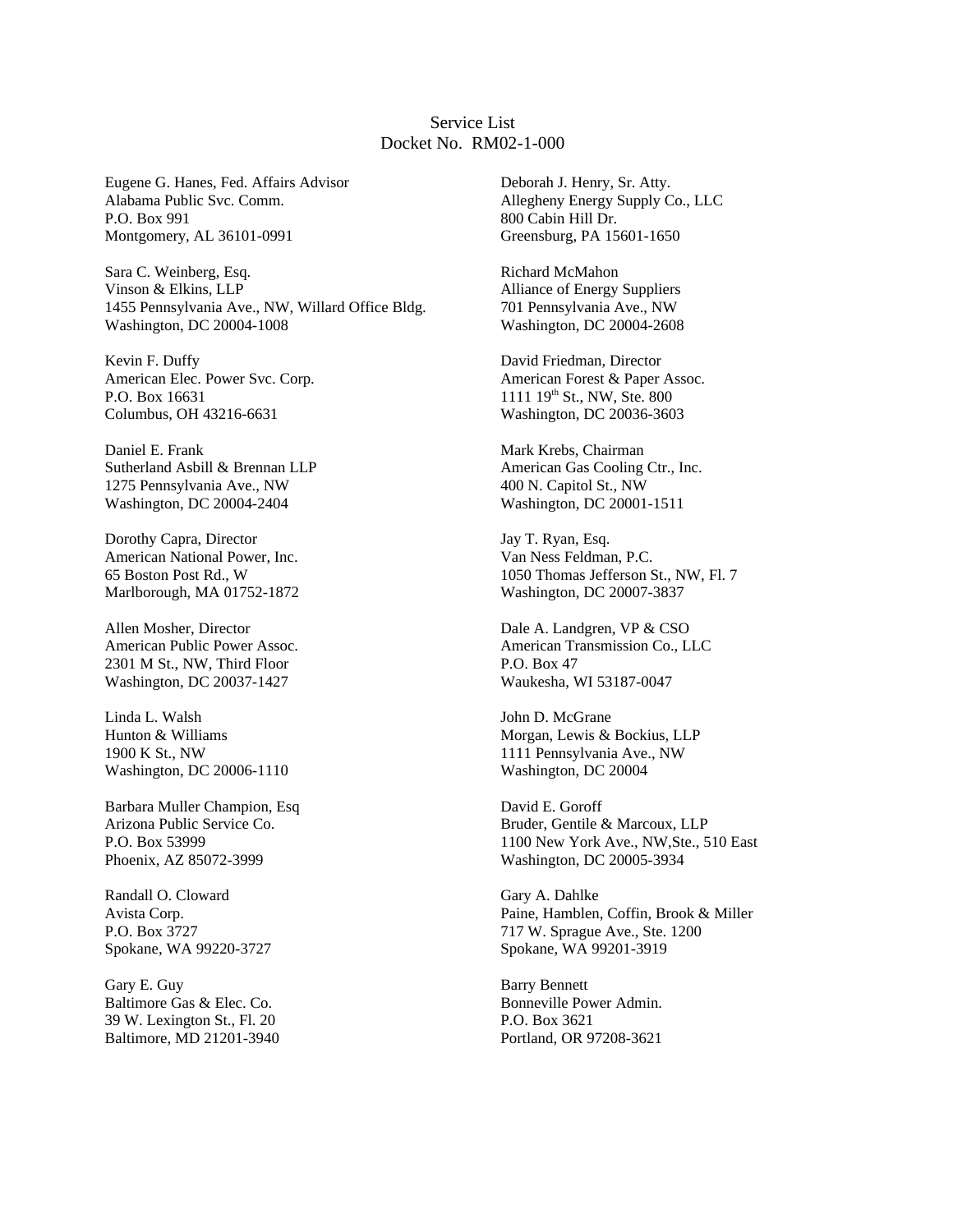Service List
Docket No. RM02-1-000

Eugene G. Hanes, Fed. Affairs Advisor
Alabama Public Svc. Comm.
P.O. Box 991
Montgomery, AL 36101-0991

Deborah J. Henry, Sr. Atty.
Allegheny Energy Supply Co., LLC
800 Cabin Hill Dr.
Greensburg, PA 15601-1650

Sara C. Weinberg, Esq.
Vinson & Elkins, LLP
1455 Pennsylvania Ave., NW, Willard Office Bldg.
Washington, DC 20004-1008

Richard McMahon
Alliance of Energy Suppliers
701 Pennsylvania Ave., NW
Washington, DC 20004-2608

Kevin F. Duffy
American Elec. Power Svc. Corp.
P.O. Box 16631
Columbus, OH 43216-6631

David Friedman, Director
American Forest & Paper Assoc.
1111 19th St., NW, Ste. 800
Washington, DC 20036-3603

Daniel E. Frank
Sutherland Asbill & Brennan LLP
1275 Pennsylvania Ave., NW
Washington, DC 20004-2404

Mark Krebs, Chairman
American Gas Cooling Ctr., Inc.
400 N. Capitol St., NW
Washington, DC 20001-1511

Dorothy Capra, Director
American National Power, Inc.
65 Boston Post Rd., W
Marlborough, MA 01752-1872

Jay T. Ryan, Esq.
Van Ness Feldman, P.C.
1050 Thomas Jefferson St., NW, Fl. 7
Washington, DC 20007-3837

Allen Mosher, Director
American Public Power Assoc.
2301 M St., NW, Third Floor
Washington, DC 20037-1427

Dale A. Landgren, VP & CSO
American Transmission Co., LLC
P.O. Box 47
Waukesha, WI 53187-0047

Linda L. Walsh
Hunton & Williams
1900 K St., NW
Washington, DC 20006-1110

John D. McGrane
Morgan, Lewis & Bockius, LLP
1111 Pennsylvania Ave., NW
Washington, DC 20004

Barbara Muller Champion, Esq
Arizona Public Service Co.
P.O. Box 53999
Phoenix, AZ 85072-3999

David E. Goroff
Bruder, Gentile & Marcoux, LLP
1100 New York Ave., NW,Ste., 510 East
Washington, DC 20005-3934

Randall O. Cloward
Avista Corp.
P.O. Box 3727
Spokane, WA 99220-3727

Gary A. Dahlke
Paine, Hamblen, Coffin, Brook & Miller
717 W. Sprague Ave., Ste. 1200
Spokane, WA 99201-3919

Gary E. Guy
Baltimore Gas & Elec. Co.
39 W. Lexington St., Fl. 20
Baltimore, MD 21201-3940

Barry Bennett
Bonneville Power Admin.
P.O. Box 3621
Portland, OR 97208-3621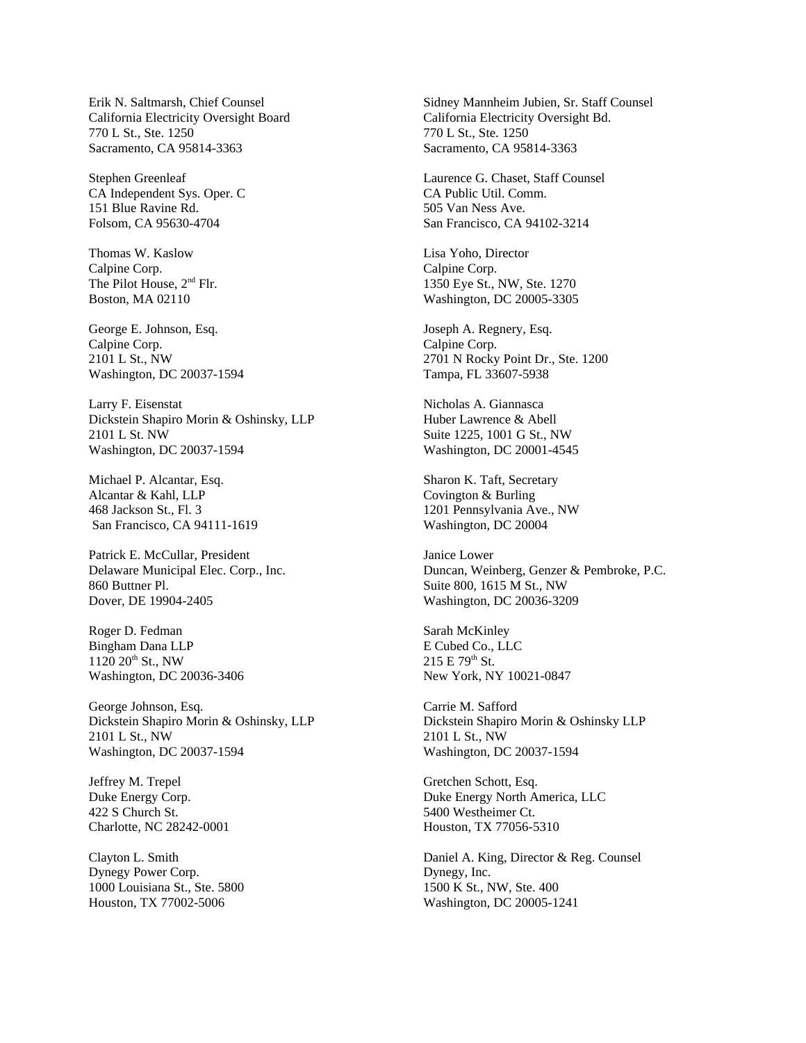Erik N. Saltmarsh, Chief Counsel
California Electricity Oversight Board
770 L St., Ste. 1250
Sacramento, CA 95814-3363

Sidney Mannheim Jubien, Sr. Staff Counsel
California Electricity Oversight Bd.
770 L St., Ste. 1250
Sacramento, CA 95814-3363

Stephen Greenleaf
CA Independent Sys. Oper. C
151 Blue Ravine Rd.
Folsom, CA 95630-4704

Laurence G. Chaset, Staff Counsel
CA Public Util. Comm.
505 Van Ness Ave.
San Francisco, CA 94102-3214

Thomas W. Kaslow
Calpine Corp.
The Pilot House, 2nd Flr.
Boston, MA 02110

Lisa Yoho, Director
Calpine Corp.
1350 Eye St., NW, Ste. 1270
Washington, DC 20005-3305

George E. Johnson, Esq.
Calpine Corp.
2101 L St., NW
Washington, DC 20037-1594

Joseph A. Regnery, Esq.
Calpine Corp.
2701 N Rocky Point Dr., Ste. 1200
Tampa, FL 33607-5938

Larry F. Eisenstat
Dickstein Shapiro Morin & Oshinsky, LLP
2101 L St. NW
Washington, DC 20037-1594

Nicholas A. Giannasca
Huber Lawrence & Abell
Suite 1225, 1001 G St., NW
Washington, DC 20001-4545

Michael P. Alcantar, Esq.
Alcantar & Kahl, LLP
468 Jackson St., Fl. 3
San Francisco, CA 94111-1619

Sharon K. Taft, Secretary
Covington & Burling
1201 Pennsylvania Ave., NW
Washington, DC 20004

Patrick E. McCullar, President
Delaware Municipal Elec. Corp., Inc.
860 Buttner Pl.
Dover, DE 19904-2405

Janice Lower
Duncan, Weinberg, Genzer & Pembroke, P.C.
Suite 800, 1615 M St., NW
Washington, DC 20036-3209

Roger D. Fedman
Bingham Dana LLP
1120 20th St., NW
Washington, DC 20036-3406

Sarah McKinley
E Cubed Co., LLC
215 E 79th St.
New York, NY 10021-0847

George Johnson, Esq.
Dickstein Shapiro Morin & Oshinsky, LLP
2101 L St., NW
Washington, DC 20037-1594

Carrie M. Safford
Dickstein Shapiro Morin & Oshinsky LLP
2101 L St., NW
Washington, DC 20037-1594

Jeffrey M. Trepel
Duke Energy Corp.
422 S Church St.
Charlotte, NC 28242-0001

Gretchen Schott, Esq.
Duke Energy North America, LLC
5400 Westheimer Ct.
Houston, TX 77056-5310

Clayton L. Smith
Dynegy Power Corp.
1000 Louisiana St., Ste. 5800
Houston, TX 77002-5006

Daniel A. King, Director & Reg. Counsel
Dynegy, Inc.
1500 K St., NW, Ste. 400
Washington, DC 20005-1241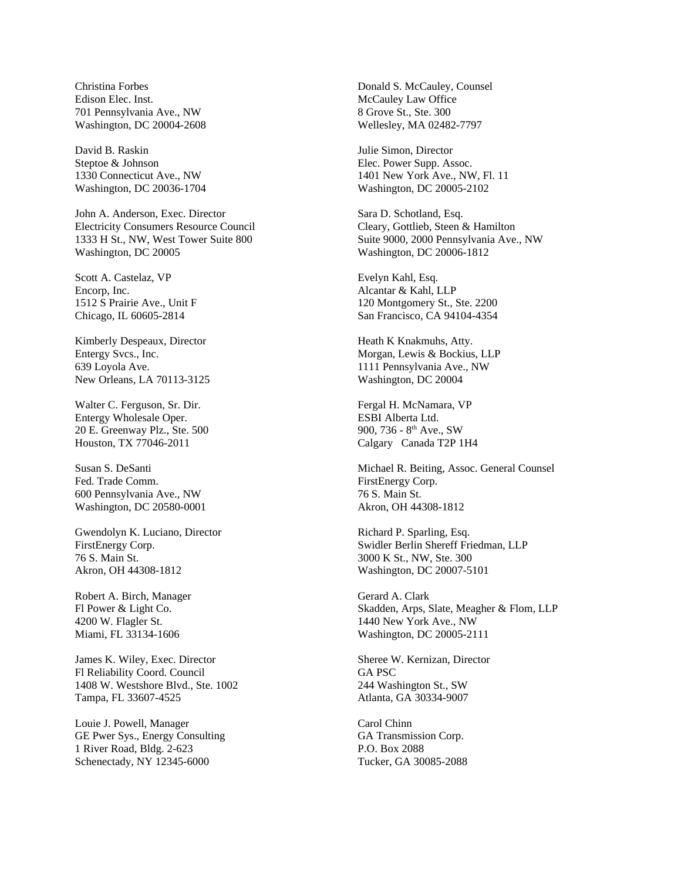Christina Forbes
Edison Elec. Inst.
701 Pennsylvania Ave., NW
Washington, DC 20004-2608

David B. Raskin
Steptoe & Johnson
1330 Connecticut Ave., NW
Washington, DC 20036-1704

John A. Anderson, Exec. Director
Electricity Consumers Resource Council
1333 H St., NW, West Tower Suite 800
Washington, DC 20005

Scott A. Castelaz, VP
Encorp, Inc.
1512 S Prairie Ave., Unit F
Chicago, IL 60605-2814

Kimberly Despeaux, Director
Entergy Svcs., Inc.
639 Loyola Ave.
New Orleans, LA 70113-3125

Walter C. Ferguson, Sr. Dir.
Entergy Wholesale Oper.
20 E. Greenway Plz., Ste. 500
Houston, TX 77046-2011

Susan S. DeSanti
Fed. Trade Comm.
600 Pennsylvania Ave., NW
Washington, DC 20580-0001

Gwendolyn K. Luciano, Director
FirstEnergy Corp.
76 S. Main St.
Akron, OH 44308-1812

Robert A. Birch, Manager
Fl Power & Light Co.
4200 W. Flagler St.
Miami, FL 33134-1606

James K. Wiley, Exec. Director
Fl Reliability Coord. Council
1408 W. Westshore Blvd., Ste. 1002
Tampa, FL 33607-4525

Louie J. Powell, Manager
GE Pwer Sys., Energy Consulting
1 River Road, Bldg. 2-623
Schenectady, NY 12345-6000

Donald S. McCauley, Counsel
McCauley Law Office
8 Grove St., Ste. 300
Wellesley, MA 02482-7797

Julie Simon, Director
Elec. Power Supp. Assoc.
1401 New York Ave., NW, Fl. 11
Washington, DC 20005-2102

Sara D. Schotland, Esq.
Cleary, Gottlieb, Steen & Hamilton
Suite 9000, 2000 Pennsylvania Ave., NW
Washington, DC 20006-1812

Evelyn Kahl, Esq.
Alcantar & Kahl, LLP
120 Montgomery St., Ste. 2200
San Francisco, CA 94104-4354

Heath K Knakmuhs, Atty.
Morgan, Lewis & Bockius, LLP
1111 Pennsylvania Ave., NW
Washington, DC 20004

Fergal H. McNamara, VP
ESBI Alberta Ltd.
900, 736 - 8th Ave., SW
Calgary Canada T2P 1H4

Michael R. Beiting, Assoc. General Counsel
FirstEnergy Corp.
76 S. Main St.
Akron, OH 44308-1812

Richard P. Sparling, Esq.
Swidler Berlin Shereff Friedman, LLP
3000 K St., NW, Ste. 300
Washington, DC 20007-5101

Gerard A. Clark
Skadden, Arps, Slate, Meagher & Flom, LLP
1440 New York Ave., NW
Washington, DC 20005-2111

Sheree W. Kernizan, Director
GA PSC
244 Washington St., SW
Atlanta, GA 30334-9007

Carol Chinn
GA Transmission Corp.
P.O. Box 2088
Tucker, GA 30085-2088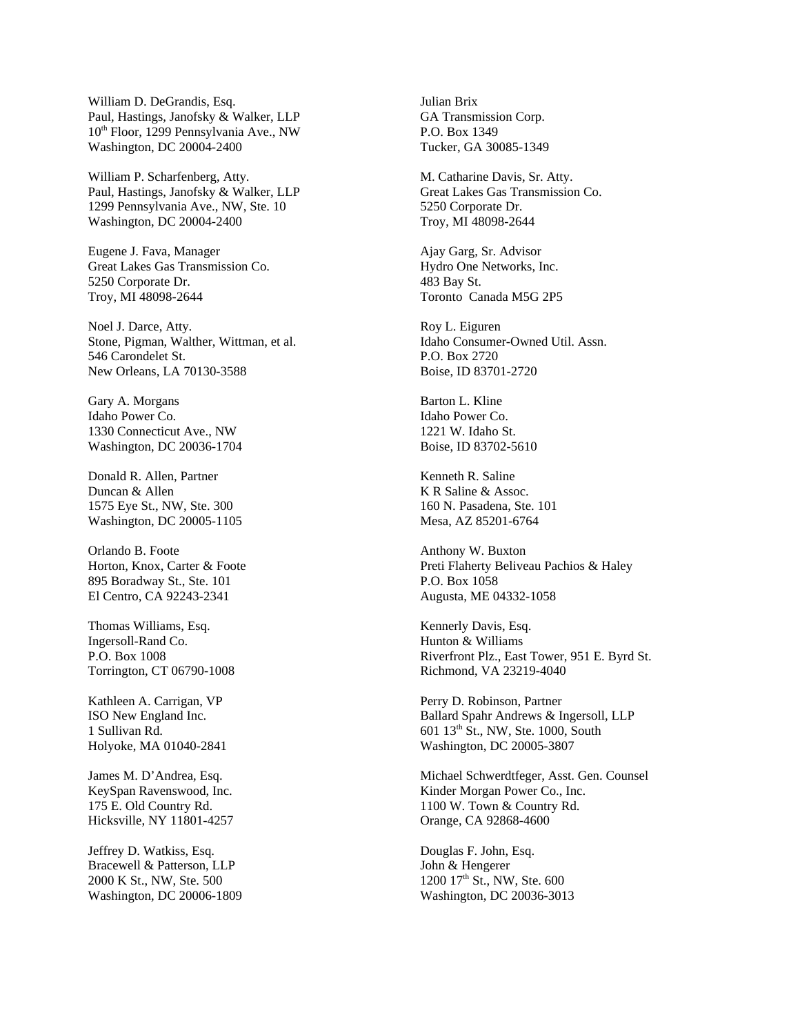William D. DeGrandis, Esq.
Paul, Hastings, Janofsky & Walker, LLP
10th Floor, 1299 Pennsylvania Ave., NW
Washington, DC 20004-2400

William P. Scharfenberg, Atty.
Paul, Hastings, Janofsky & Walker, LLP
1299 Pennsylvania Ave., NW, Ste. 10
Washington, DC 20004-2400

Eugene J. Fava, Manager
Great Lakes Gas Transmission Co.
5250 Corporate Dr.
Troy, MI 48098-2644

Noel J. Darce, Atty.
Stone, Pigman, Walther, Wittman, et al.
546 Carondelet St.
New Orleans, LA 70130-3588

Gary A. Morgans
Idaho Power Co.
1330 Connecticut Ave., NW
Washington, DC 20036-1704

Donald R. Allen, Partner
Duncan & Allen
1575 Eye St., NW, Ste. 300
Washington, DC 20005-1105

Orlando B. Foote
Horton, Knox, Carter & Foote
895 Boradway St., Ste. 101
El Centro, CA 92243-2341

Thomas Williams, Esq.
Ingersoll-Rand Co.
P.O. Box 1008
Torrington, CT 06790-1008

Kathleen A. Carrigan, VP
ISO New England Inc.
1 Sullivan Rd.
Holyoke, MA 01040-2841

James M. D'Andrea, Esq.
KeySpan Ravenswood, Inc.
175 E. Old Country Rd.
Hicksville, NY 11801-4257

Jeffrey D. Watkiss, Esq.
Bracewell & Patterson, LLP
2000 K St., NW, Ste. 500
Washington, DC 20006-1809

Julian Brix
GA Transmission Corp.
P.O. Box 1349
Tucker, GA 30085-1349

M. Catharine Davis, Sr. Atty.
Great Lakes Gas Transmission Co.
5250 Corporate Dr.
Troy, MI 48098-2644

Ajay Garg, Sr. Advisor
Hydro One Networks, Inc.
483 Bay St.
Toronto Canada M5G 2P5

Roy L. Eiguren
Idaho Consumer-Owned Util. Assn.
P.O. Box 2720
Boise, ID 83701-2720

Barton L. Kline
Idaho Power Co.
1221 W. Idaho St.
Boise, ID 83702-5610

Kenneth R. Saline
K R Saline & Assoc.
160 N. Pasadena, Ste. 101
Mesa, AZ 85201-6764

Anthony W. Buxton
Preti Flaherty Beliveau Pachios & Haley
P.O. Box 1058
Augusta, ME 04332-1058

Kennerly Davis, Esq.
Hunton & Williams
Riverfront Plz., East Tower, 951 E. Byrd St.
Richmond, VA 23219-4040

Perry D. Robinson, Partner
Ballard Spahr Andrews & Ingersoll, LLP
601 13th St., NW, Ste. 1000, South
Washington, DC 20005-3807

Michael Schwerdtfeger, Asst. Gen. Counsel
Kinder Morgan Power Co., Inc.
1100 W. Town & Country Rd.
Orange, CA 92868-4600

Douglas F. John, Esq.
John & Hengerer
1200 17th St., NW, Ste. 600
Washington, DC 20036-3013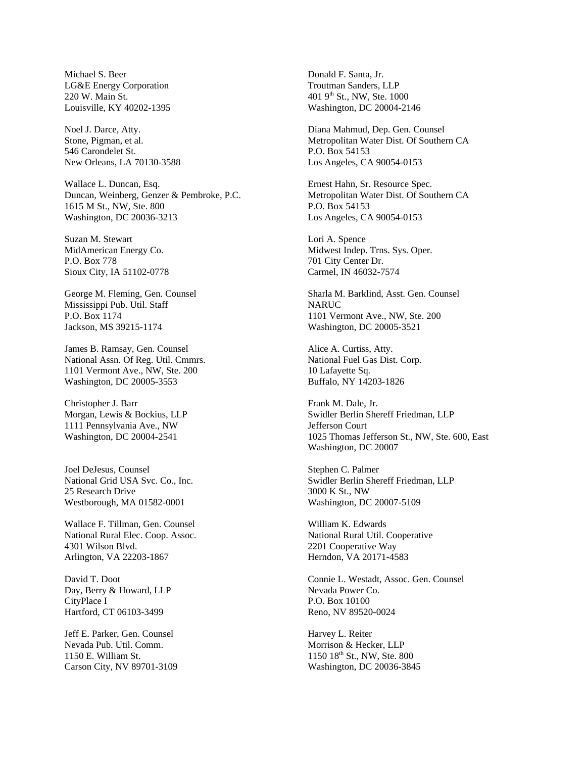Michael S. Beer
LG&E Energy Corporation
220 W. Main St.
Louisville, KY 40202-1395

Noel J. Darce, Atty.
Stone, Pigman, et al.
546 Carondelet St.
New Orleans, LA 70130-3588

Wallace L. Duncan, Esq.
Duncan, Weinberg, Genzer & Pembroke, P.C.
1615 M St., NW, Ste. 800
Washington, DC 20036-3213

Suzan M. Stewart
MidAmerican Energy Co.
P.O. Box 778
Sioux City, IA 51102-0778

George M. Fleming, Gen. Counsel
Mississippi Pub. Util. Staff
P.O. Box 1174
Jackson, MS 39215-1174

James B. Ramsay, Gen. Counsel
National Assn. Of Reg. Util. Cmmrs.
1101 Vermont Ave., NW, Ste. 200
Washington, DC 20005-3553

Christopher J. Barr
Morgan, Lewis & Bockius, LLP
1111 Pennsylvania Ave., NW
Washington, DC 20004-2541

Joel DeJesus, Counsel
National Grid USA Svc. Co., Inc.
25 Research Drive
Westborough, MA 01582-0001

Wallace F. Tillman, Gen. Counsel
National Rural Elec. Coop. Assoc.
4301 Wilson Blvd.
Arlington, VA 22203-1867

David T. Doot
Day, Berry & Howard, LLP
CityPlace I
Hartford, CT 06103-3499

Jeff E. Parker, Gen. Counsel
Nevada Pub. Util. Comm.
1150 E. William St.
Carson City, NV 89701-3109

Donald F. Santa, Jr.
Troutman Sanders, LLP
401 9th St., NW, Ste. 1000
Washington, DC 20004-2146

Diana Mahmud, Dep. Gen. Counsel
Metropolitan Water Dist. Of Southern CA
P.O. Box 54153
Los Angeles, CA 90054-0153

Ernest Hahn, Sr. Resource Spec.
Metropolitan Water Dist. Of Southern CA
P.O. Box 54153
Los Angeles, CA 90054-0153

Lori A. Spence
Midwest Indep. Trns. Sys. Oper.
701 City Center Dr.
Carmel, IN 46032-7574

Sharla M. Barklind, Asst. Gen. Counsel
NARUC
1101 Vermont Ave., NW, Ste. 200
Washington, DC 20005-3521

Alice A. Curtiss, Atty.
National Fuel Gas Dist. Corp.
10 Lafayette Sq.
Buffalo, NY 14203-1826

Frank M. Dale, Jr.
Swidler Berlin Shereff Friedman, LLP
Jefferson Court
1025 Thomas Jefferson St., NW, Ste. 600, East
Washington, DC 20007

Stephen C. Palmer
Swidler Berlin Shereff Friedman, LLP
3000 K St., NW
Washington, DC 20007-5109

William K. Edwards
National Rural Util. Cooperative
2201 Cooperative Way
Herndon, VA 20171-4583

Connie L. Westadt, Assoc. Gen. Counsel
Nevada Power Co.
P.O. Box 10100
Reno, NV 89520-0024

Harvey L. Reiter
Morrison & Hecker, LLP
1150 18th St., NW, Ste. 800
Washington, DC 20036-3845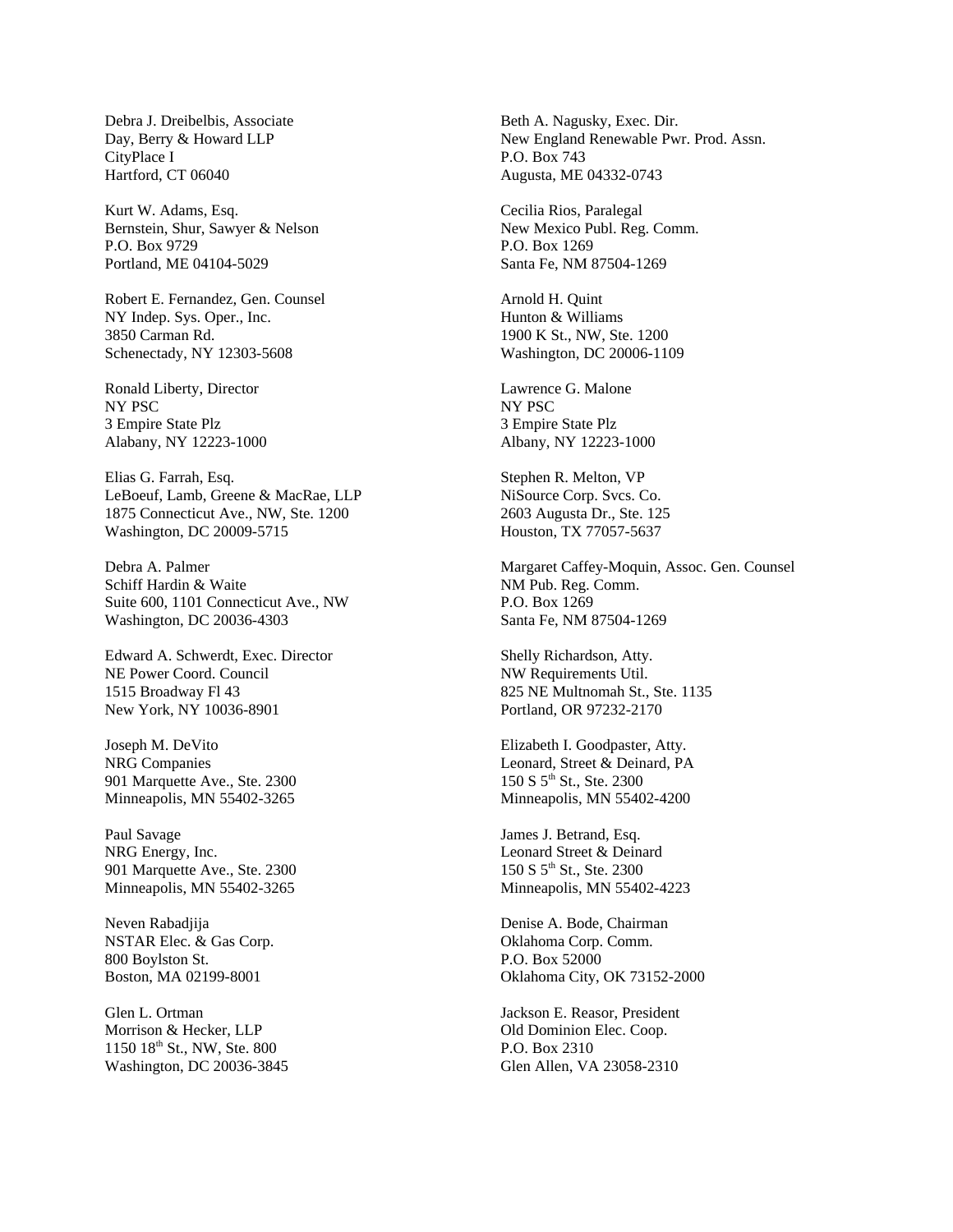Debra J. Dreibelbis, Associate
Day, Berry & Howard LLP
CityPlace I
Hartford, CT 06040

Kurt W. Adams, Esq.
Bernstein, Shur, Sawyer & Nelson
P.O. Box 9729
Portland, ME 04104-5029

Robert E. Fernandez, Gen. Counsel
NY Indep. Sys. Oper., Inc.
3850 Carman Rd.
Schenectady, NY 12303-5608

Ronald Liberty, Director
NY PSC
3 Empire State Plz
Alabany, NY 12223-1000

Elias G. Farrah, Esq.
LeBoeuf, Lamb, Greene & MacRae, LLP
1875 Connecticut Ave., NW, Ste. 1200
Washington, DC 20009-5715

Debra A. Palmer
Schiff Hardin & Waite
Suite 600, 1101 Connecticut Ave., NW
Washington, DC 20036-4303

Edward A. Schwerdt, Exec. Director
NE Power Coord. Council
1515 Broadway Fl 43
New York, NY 10036-8901

Joseph M. DeVito
NRG Companies
901 Marquette Ave., Ste. 2300
Minneapolis, MN 55402-3265

Paul Savage
NRG Energy, Inc.
901 Marquette Ave., Ste. 2300
Minneapolis, MN 55402-3265

Neven Rabadjija
NSTAR Elec. & Gas Corp.
800 Boylston St.
Boston, MA 02199-8001

Glen L. Ortman
Morrison & Hecker, LLP
1150 18th St., NW, Ste. 800
Washington, DC 20036-3845

Beth A. Nagusky, Exec. Dir.
New England Renewable Pwr. Prod. Assn.
P.O. Box 743
Augusta, ME 04332-0743

Cecilia Rios, Paralegal
New Mexico Publ. Reg. Comm.
P.O. Box 1269
Santa Fe, NM 87504-1269

Arnold H. Quint
Hunton & Williams
1900 K St., NW, Ste. 1200
Washington, DC 20006-1109

Lawrence G. Malone
NY PSC
3 Empire State Plz
Albany, NY 12223-1000

Stephen R. Melton, VP
NiSource Corp. Svcs. Co.
2603 Augusta Dr., Ste. 125
Houston, TX 77057-5637

Margaret Caffey-Moquin, Assoc. Gen. Counsel
NM Pub. Reg. Comm.
P.O. Box 1269
Santa Fe, NM 87504-1269

Shelly Richardson, Atty.
NW Requirements Util.
825 NE Multnomah St., Ste. 1135
Portland, OR 97232-2170

Elizabeth I. Goodpaster, Atty.
Leonard, Street & Deinard, PA
150 S 5th St., Ste. 2300
Minneapolis, MN 55402-4200

James J. Betrand, Esq.
Leonard Street & Deinard
150 S 5th St., Ste. 2300
Minneapolis, MN 55402-4223

Denise A. Bode, Chairman
Oklahoma Corp. Comm.
P.O. Box 52000
Oklahoma City, OK 73152-2000

Jackson E. Reasor, President
Old Dominion Elec. Coop.
P.O. Box 2310
Glen Allen, VA 23058-2310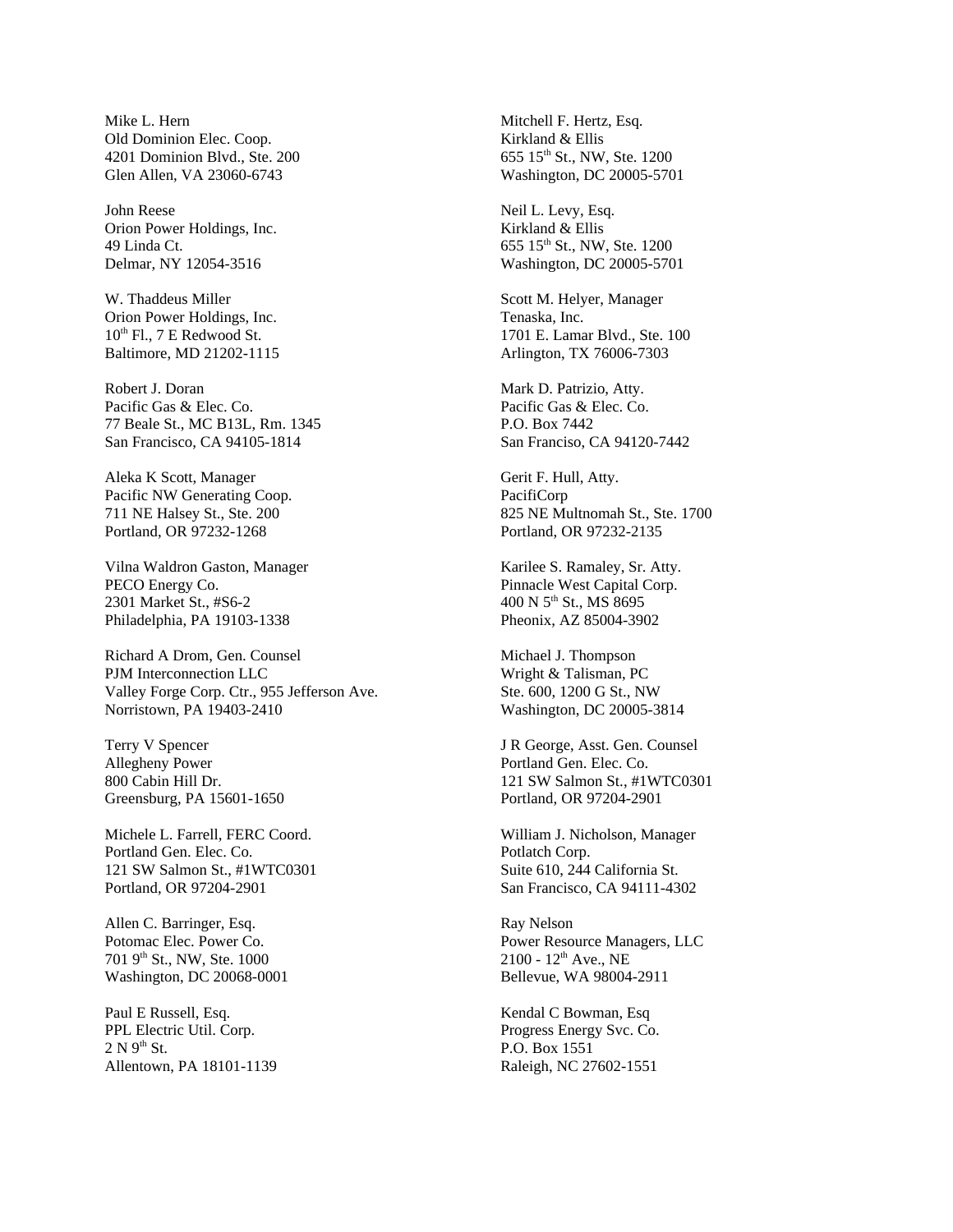Mike L. Hern
Old Dominion Elec. Coop.
4201 Dominion Blvd., Ste. 200
Glen Allen, VA 23060-6743

John Reese
Orion Power Holdings, Inc.
49 Linda Ct.
Delmar, NY 12054-3516

W. Thaddeus Miller
Orion Power Holdings, Inc.
10th Fl., 7 E Redwood St.
Baltimore, MD 21202-1115

Robert J. Doran
Pacific Gas & Elec. Co.
77 Beale St., MC B13L, Rm. 1345
San Francisco, CA 94105-1814

Aleka K Scott, Manager
Pacific NW Generating Coop.
711 NE Halsey St., Ste. 200
Portland, OR 97232-1268

Vilna Waldron Gaston, Manager
PECO Energy Co.
2301 Market St., #S6-2
Philadelphia, PA 19103-1338

Richard A Drom, Gen. Counsel
PJM Interconnection LLC
Valley Forge Corp. Ctr., 955 Jefferson Ave.
Norristown, PA 19403-2410

Terry V Spencer
Allegheny Power
800 Cabin Hill Dr.
Greensburg, PA 15601-1650

Michele L. Farrell, FERC Coord.
Portland Gen. Elec. Co.
121 SW Salmon St., #1WTC0301
Portland, OR 97204-2901

Allen C. Barringer, Esq.
Potomac Elec. Power Co.
701 9th St., NW, Ste. 1000
Washington, DC 20068-0001

Paul E Russell, Esq.
PPL Electric Util. Corp.
2 N 9th St.
Allentown, PA 18101-1139

Mitchell F. Hertz, Esq.
Kirkland & Ellis
655 15th St., NW, Ste. 1200
Washington, DC 20005-5701

Neil L. Levy, Esq.
Kirkland & Ellis
655 15th St., NW, Ste. 1200
Washington, DC 20005-5701

Scott M. Helyer, Manager
Tenaska, Inc.
1701 E. Lamar Blvd., Ste. 100
Arlington, TX 76006-7303

Mark D. Patrizio, Atty.
Pacific Gas & Elec. Co.
P.O. Box 7442
San Franciso, CA 94120-7442

Gerit F. Hull, Atty.
PacifiCorp
825 NE Multnomah St., Ste. 1700
Portland, OR 97232-2135

Karilee S. Ramaley, Sr. Atty.
Pinnacle West Capital Corp.
400 N 5th St., MS 8695
Pheonix, AZ 85004-3902

Michael J. Thompson
Wright & Talisman, PC
Ste. 600, 1200 G St., NW
Washington, DC 20005-3814

J R George, Asst. Gen. Counsel
Portland Gen. Elec. Co.
121 SW Salmon St., #1WTC0301
Portland, OR 97204-2901

William J. Nicholson, Manager
Potlatch Corp.
Suite 610, 244 California St.
San Francisco, CA 94111-4302

Ray Nelson
Power Resource Managers, LLC
2100 - 12th Ave., NE
Bellevue, WA 98004-2911

Kendal C Bowman, Esq
Progress Energy Svc. Co.
P.O. Box 1551
Raleigh, NC 27602-1551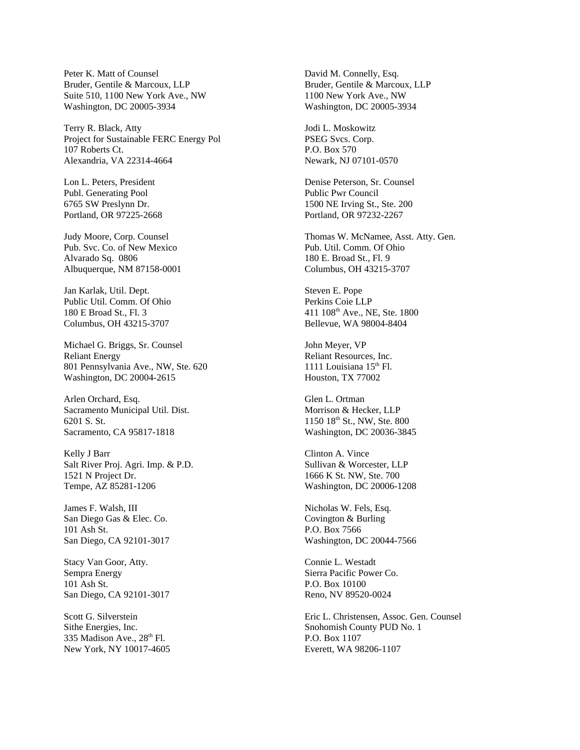Peter K. Matt of Counsel
Bruder, Gentile & Marcoux, LLP
Suite 510, 1100 New York Ave., NW
Washington, DC 20005-3934

David M. Connelly, Esq.
Bruder, Gentile & Marcoux, LLP
1100 New York Ave., NW
Washington, DC 20005-3934

Terry R. Black, Atty
Project for Sustainable FERC Energy Pol
107 Roberts Ct.
Alexandria, VA 22314-4664

Jodi L. Moskowitz
PSEG Svcs. Corp.
P.O. Box 570
Newark, NJ 07101-0570

Lon L. Peters, President
Publ. Generating Pool
6765 SW Preslynn Dr.
Portland, OR 97225-2668

Denise Peterson, Sr. Counsel
Public Pwr Council
1500 NE Irving St., Ste. 200
Portland, OR 97232-2267

Judy Moore, Corp. Counsel
Pub. Svc. Co. of New Mexico
Alvarado Sq. 0806
Albuquerque, NM 87158-0001

Thomas W. McNamee, Asst. Atty. Gen.
Pub. Util. Comm. Of Ohio
180 E. Broad St., Fl. 9
Columbus, OH 43215-3707

Jan Karlak, Util. Dept.
Public Util. Comm. Of Ohio
180 E Broad St., Fl. 3
Columbus, OH 43215-3707

Steven E. Pope
Perkins Coie LLP
411 108th Ave., NE, Ste. 1800
Bellevue, WA 98004-8404

Michael G. Briggs, Sr. Counsel
Reliant Energy
801 Pennsylvania Ave., NW, Ste. 620
Washington, DC 20004-2615

John Meyer, VP
Reliant Resources, Inc.
1111 Louisiana 15th Fl.
Houston, TX 77002

Arlen Orchard, Esq.
Sacramento Municipal Util. Dist.
6201 S. St.
Sacramento, CA 95817-1818

Glen L. Ortman
Morrison & Hecker, LLP
1150 18th St., NW, Ste. 800
Washington, DC 20036-3845

Kelly J Barr
Salt River Proj. Agri. Imp. & P.D.
1521 N Project Dr.
Tempe, AZ 85281-1206

Clinton A. Vince
Sullivan & Worcester, LLP
1666 K St. NW, Ste. 700
Washington, DC 20006-1208

James F. Walsh, III
San Diego Gas & Elec. Co.
101 Ash St.
San Diego, CA 92101-3017

Nicholas W. Fels, Esq.
Covington & Burling
P.O. Box 7566
Washington, DC 20044-7566

Stacy Van Goor, Atty.
Sempra Energy
101 Ash St.
San Diego, CA 92101-3017

Connie L. Westadt
Sierra Pacific Power Co.
P.O. Box 10100
Reno, NV 89520-0024

Scott G. Silverstein
Sithe Energies, Inc.
335 Madison Ave., 28th Fl.
New York, NY 10017-4605

Eric L. Christensen, Assoc. Gen. Counsel
Snohomish County PUD No. 1
P.O. Box 1107
Everett, WA 98206-1107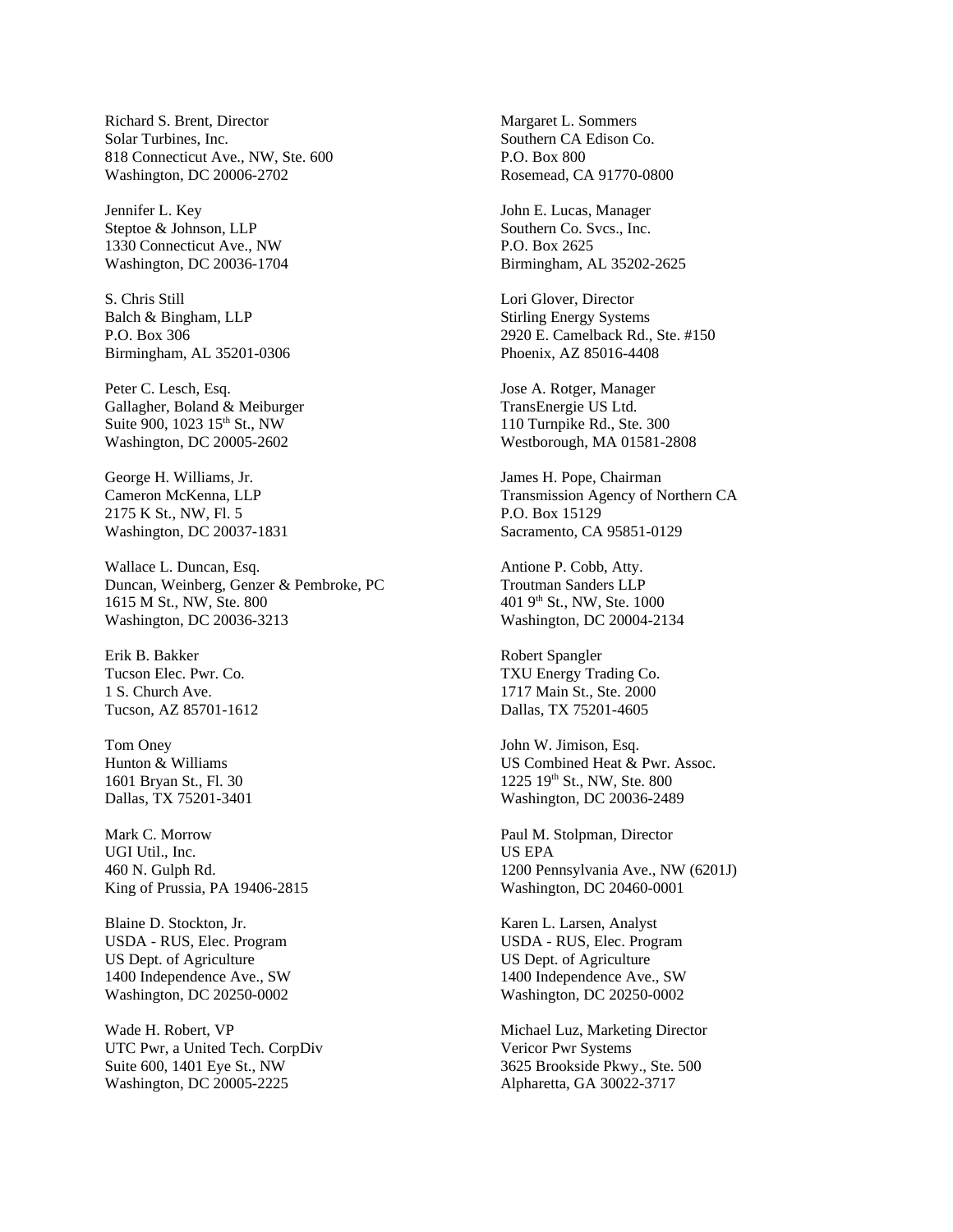Richard S. Brent, Director
Solar Turbines, Inc.
818 Connecticut Ave., NW, Ste. 600
Washington, DC 20006-2702

Jennifer L. Key
Steptoe & Johnson, LLP
1330 Connecticut Ave., NW
Washington, DC 20036-1704

S. Chris Still
Balch & Bingham, LLP
P.O. Box 306
Birmingham, AL 35201-0306

Peter C. Lesch, Esq.
Gallagher, Boland & Meiburger
Suite 900, 1023 15th St., NW
Washington, DC 20005-2602

George H. Williams, Jr.
Cameron McKenna, LLP
2175 K St., NW, Fl. 5
Washington, DC 20037-1831

Wallace L. Duncan, Esq.
Duncan, Weinberg, Genzer & Pembroke, PC
1615 M St., NW, Ste. 800
Washington, DC 20036-3213

Erik B. Bakker
Tucson Elec. Pwr. Co.
1 S. Church Ave.
Tucson, AZ 85701-1612

Tom Oney
Hunton & Williams
1601 Bryan St., Fl. 30
Dallas, TX 75201-3401

Mark C. Morrow
UGI Util., Inc.
460 N. Gulph Rd.
King of Prussia, PA 19406-2815

Blaine D. Stockton, Jr.
USDA - RUS, Elec. Program
US Dept. of Agriculture
1400 Independence Ave., SW
Washington, DC 20250-0002

Wade H. Robert, VP
UTC Pwr, a United Tech. CorpDiv
Suite 600, 1401 Eye St., NW
Washington, DC 20005-2225

Margaret L. Sommers
Southern CA Edison Co.
P.O. Box 800
Rosemead, CA 91770-0800

John E. Lucas, Manager
Southern Co. Svcs., Inc.
P.O. Box 2625
Birmingham, AL 35202-2625

Lori Glover, Director
Stirling Energy Systems
2920 E. Camelback Rd., Ste. #150
Phoenix, AZ 85016-4408

Jose A. Rotger, Manager
TransEnergie US Ltd.
110 Turnpike Rd., Ste. 300
Westborough, MA 01581-2808

James H. Pope, Chairman
Transmission Agency of Northern CA
P.O. Box 15129
Sacramento, CA 95851-0129

Antione P. Cobb, Atty.
Troutman Sanders LLP
401 9th St., NW, Ste. 1000
Washington, DC 20004-2134

Robert Spangler
TXU Energy Trading Co.
1717 Main St., Ste. 2000
Dallas, TX 75201-4605

John W. Jimison, Esq.
US Combined Heat & Pwr. Assoc.
1225 19th St., NW, Ste. 800
Washington, DC 20036-2489

Paul M. Stolpman, Director
US EPA
1200 Pennsylvania Ave., NW (6201J)
Washington, DC 20460-0001

Karen L. Larsen, Analyst
USDA - RUS, Elec. Program
US Dept. of Agriculture
1400 Independence Ave., SW
Washington, DC 20250-0002

Michael Luz, Marketing Director
Vericor Pwr Systems
3625 Brookside Pkwy., Ste. 500
Alpharetta, GA 30022-3717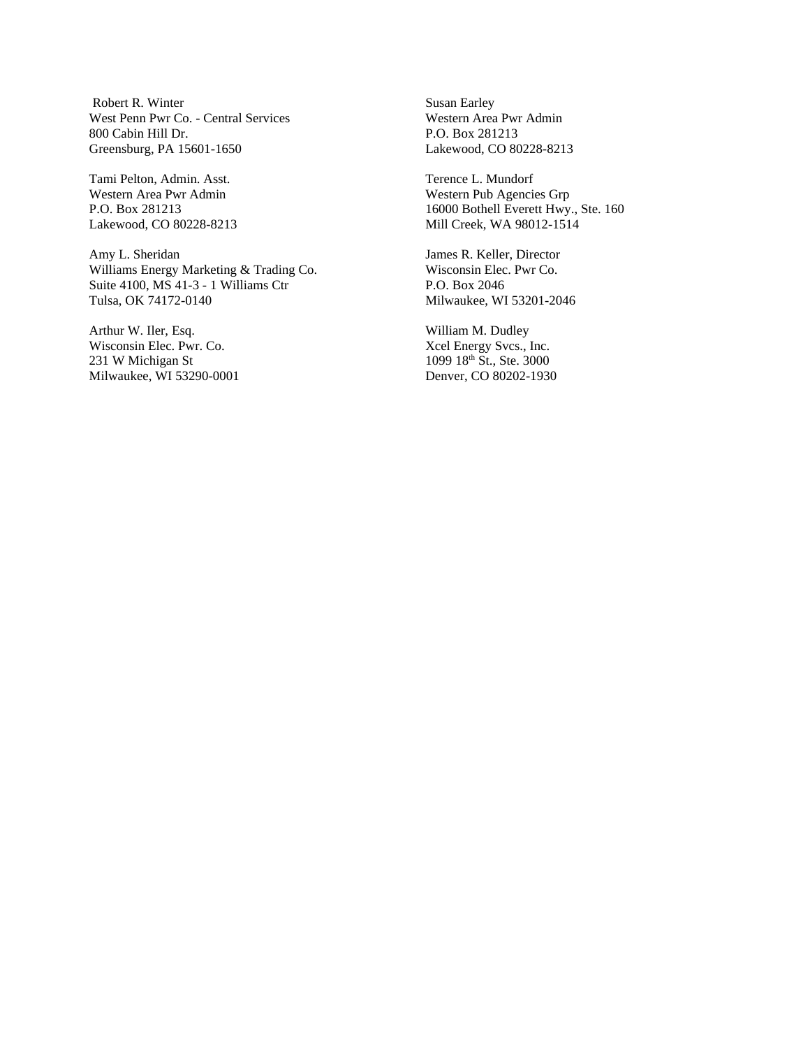Robert R. Winter
West Penn Pwr Co. - Central Services
800 Cabin Hill Dr.
Greensburg, PA 15601-1650

Susan Earley
Western Area Pwr Admin
P.O. Box 281213
Lakewood, CO 80228-8213

Tami Pelton, Admin. Asst.
Western Area Pwr Admin
P.O. Box 281213
Lakewood, CO 80228-8213

Terence L. Mundorf
Western Pub Agencies Grp
16000 Bothell Everett Hwy., Ste. 160
Mill Creek, WA 98012-1514

Amy L. Sheridan
Williams Energy Marketing & Trading Co.
Suite 4100, MS 41-3 - 1 Williams Ctr
Tulsa, OK 74172-0140

James R. Keller, Director
Wisconsin Elec. Pwr Co.
P.O. Box 2046
Milwaukee, WI 53201-2046

Arthur W. Iler, Esq.
Wisconsin Elec. Pwr. Co.
231 W Michigan St
Milwaukee, WI 53290-0001

William M. Dudley
Xcel Energy Svcs., Inc.
1099 18th St., Ste. 3000
Denver, CO 80202-1930